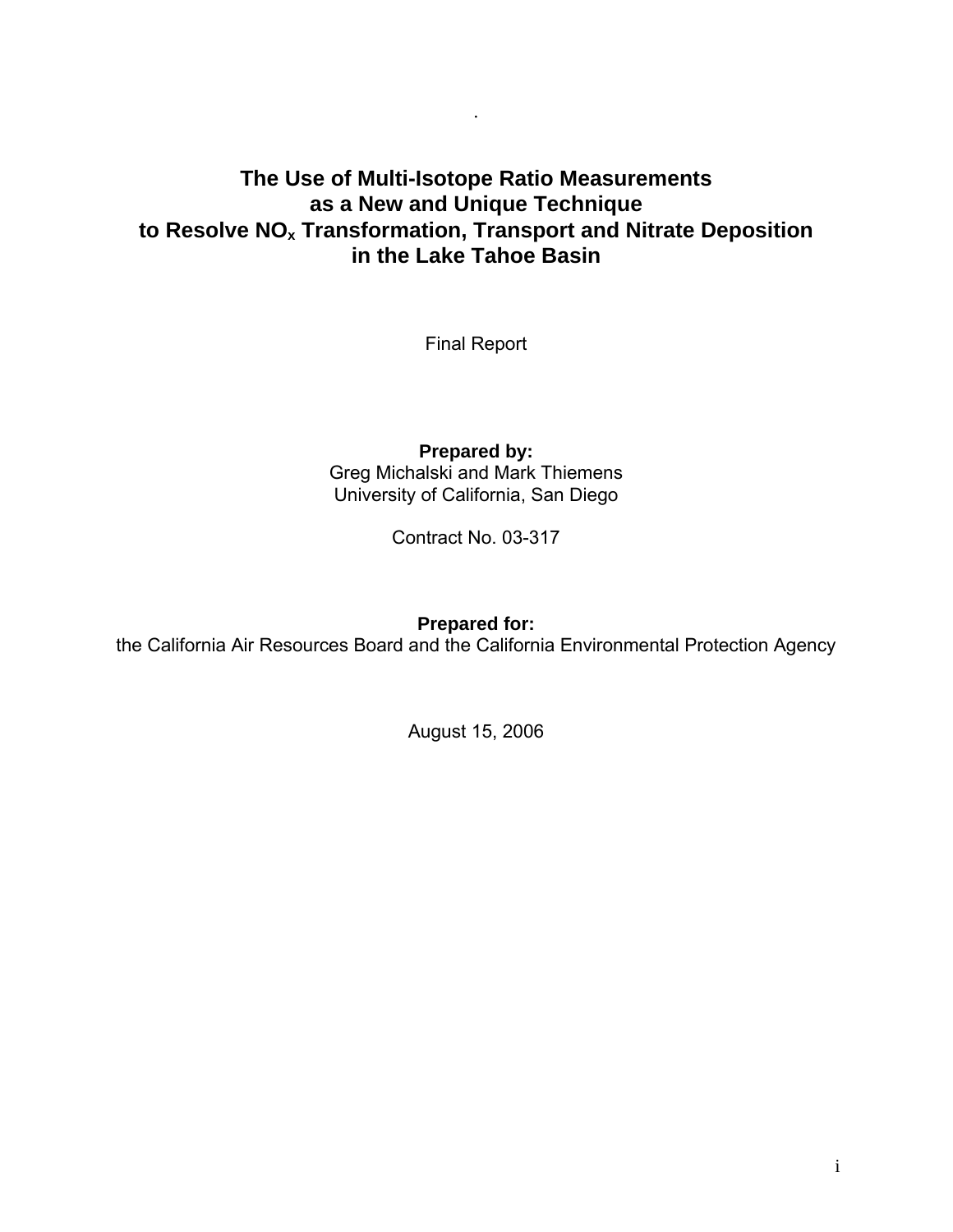# The Use of Multi-Isotope Ratio Measurements as a New and Unique Technique to Resolve $NO_x$ Transformation, Transport and Nitrate Deposition in the Lake Tahoe Basin

Final Report

**Prepared by:**
Greg Michalski and Mark Thiemens
University of California, San Diego

Contract No. 03-317

**Prepared for:**
the California Air Resources Board and the California Environmental Protection Agency

August 15, 2006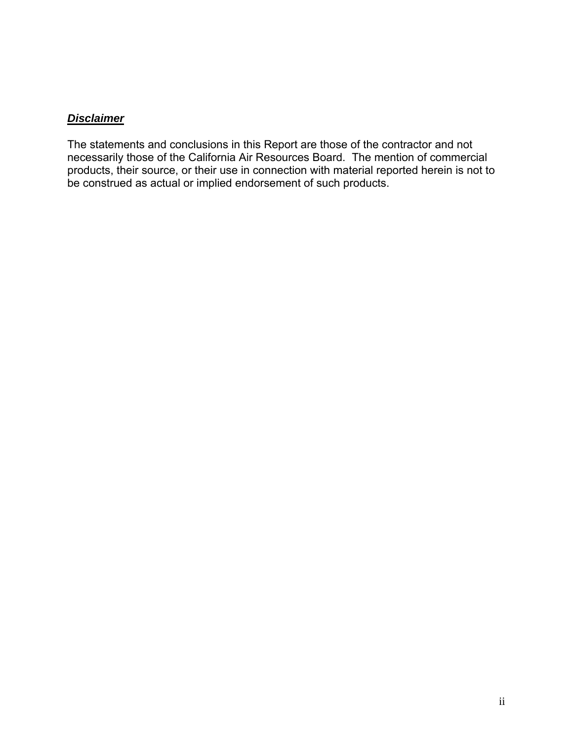## ***Disclaimer***

The statements and conclusions in this Report are those of the contractor and not necessarily those of the California Air Resources Board. The mention of commercial products, their source, or their use in connection with material reported herein is not to be construed as actual or implied endorsement of such products.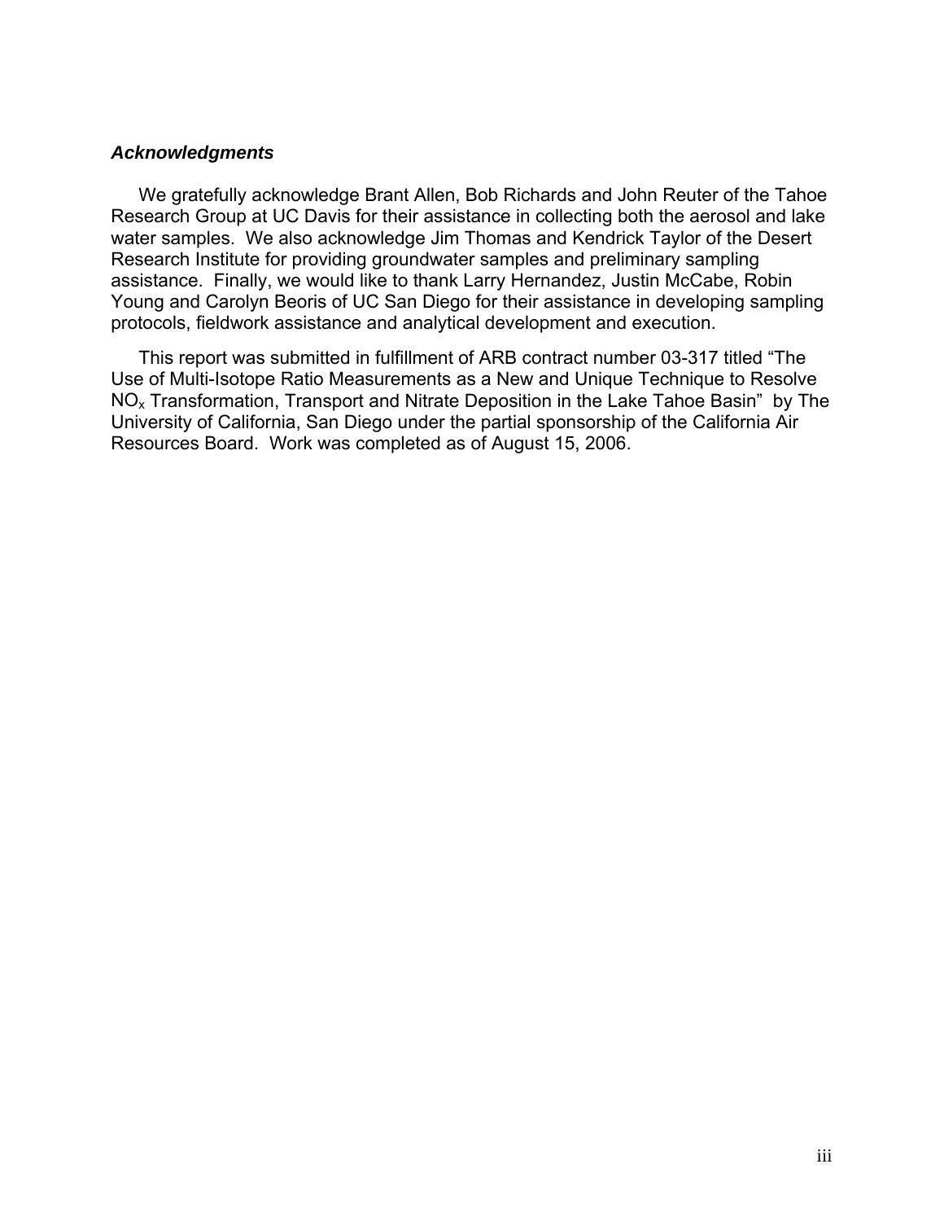### *Acknowledgments*

We gratefully acknowledge Brant Allen, Bob Richards and John Reuter of the Tahoe Research Group at UC Davis for their assistance in collecting both the aerosol and lake water samples. We also acknowledge Jim Thomas and Kendrick Taylor of the Desert Research Institute for providing groundwater samples and preliminary sampling assistance. Finally, we would like to thank Larry Hernandez, Justin McCabe, Robin Young and Carolyn Beoris of UC San Diego for their assistance in developing sampling protocols, fieldwork assistance and analytical development and execution.

This report was submitted in fulfillment of ARB contract number 03-317 titled "The Use of Multi-Isotope Ratio Measurements as a New and Unique Technique to Resolve $NO_x$ Transformation, Transport and Nitrate Deposition in the Lake Tahoe Basin" by The University of California, San Diego under the partial sponsorship of the California Air Resources Board. Work was completed as of August 15, 2006.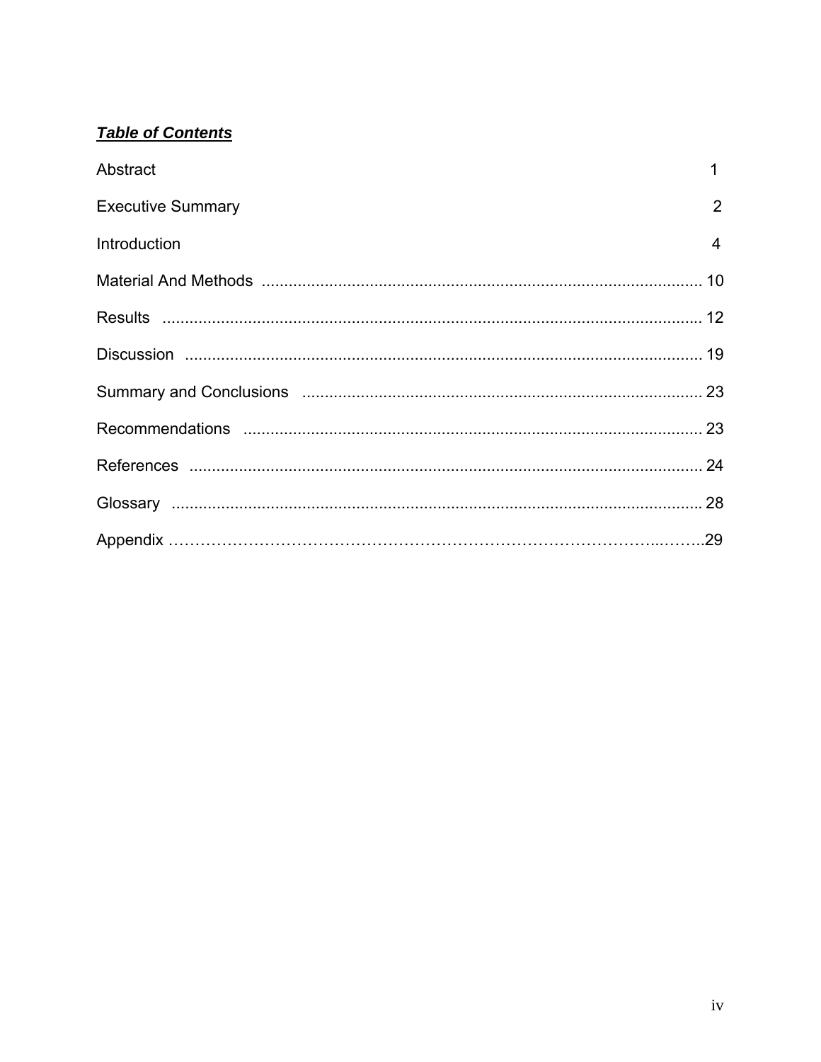***Table of Contents***

| | |
|---|---|
| Abstract | 1 |
| Executive Summary | 2 |
| Introduction | 4 |
| Material And Methods | 10 |
| Results | 12 |
| Discussion | 19 |
| Summary and Conclusions | 23 |
| Recommendations | 23 |
| References | 24 |
| Glossary | 28 |
| Appendix | 29 |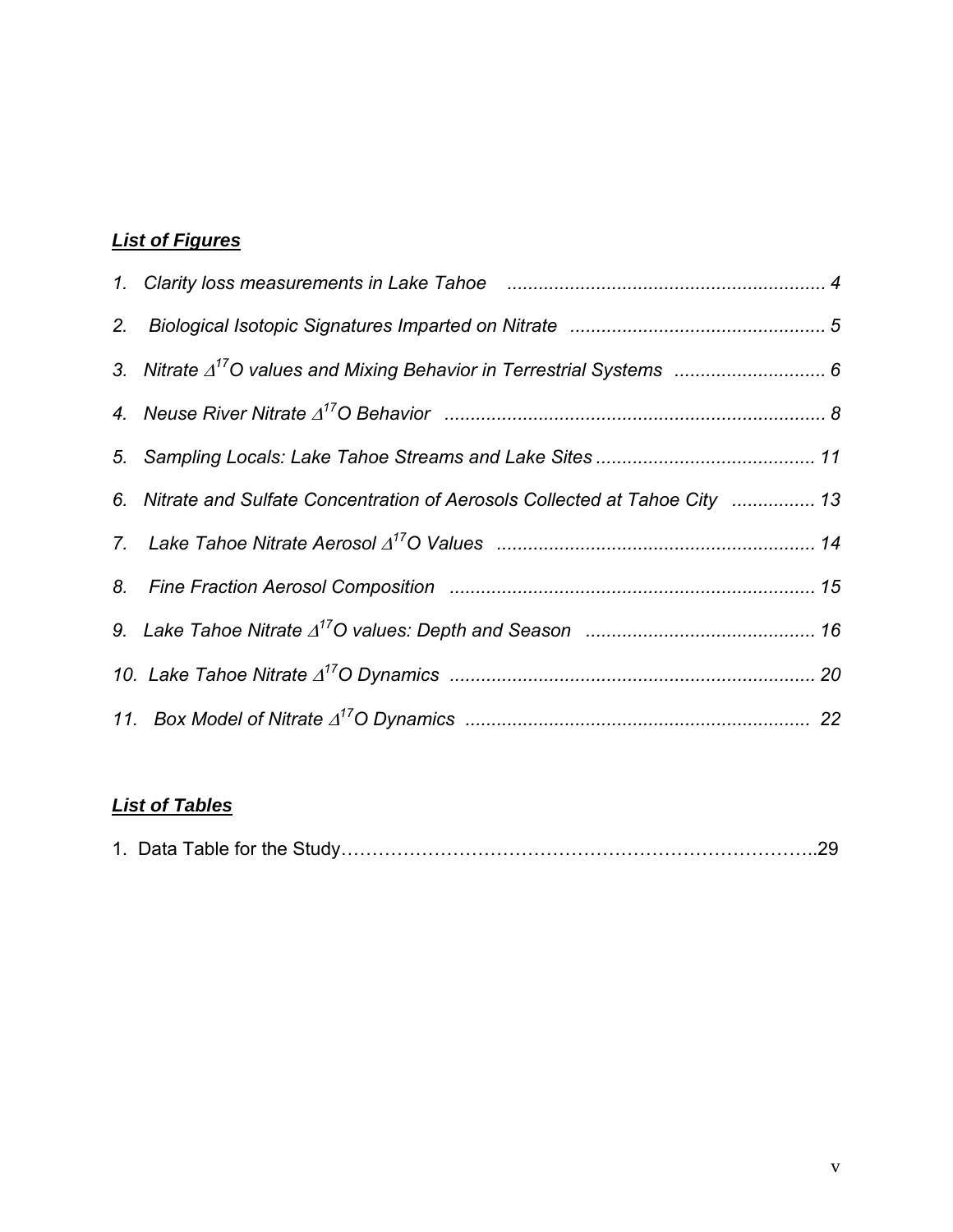## ***List of Figures***

1. *Clarity loss measurements in Lake Tahoe* ............................................................ 4
2. *Biological Isotopic Signatures Imparted on Nitrate* ................................................ 5
3. *Nitrate $\Delta^{17}O$ values and Mixing Behavior in Terrestrial Systems* ............................ 6
4. *Neuse River Nitrate $\Delta^{17}O$ Behavior* ........................................................................ 8
5. *Sampling Locals: Lake Tahoe Streams and Lake Sites* .......................................... 11
6. *Nitrate and Sulfate Concentration of Aerosols Collected at Tahoe City* ................ 13
7. *Lake Tahoe Nitrate Aerosol $\Delta^{17}O$ Values* ............................................................ 14
8. *Fine Fraction Aerosol Composition* ..................................................................... 15
9. *Lake Tahoe Nitrate $\Delta^{17}O$ values: Depth and Season* ............................................ 16
10. *Lake Tahoe Nitrate $\Delta^{17}O$ Dynamics* ..................................................................... 20
11. *Box Model of Nitrate $\Delta^{17}O$ Dynamics* ................................................................. 22

## ***List of Tables***

1. Data Table for the Study…………………………………………………………………..29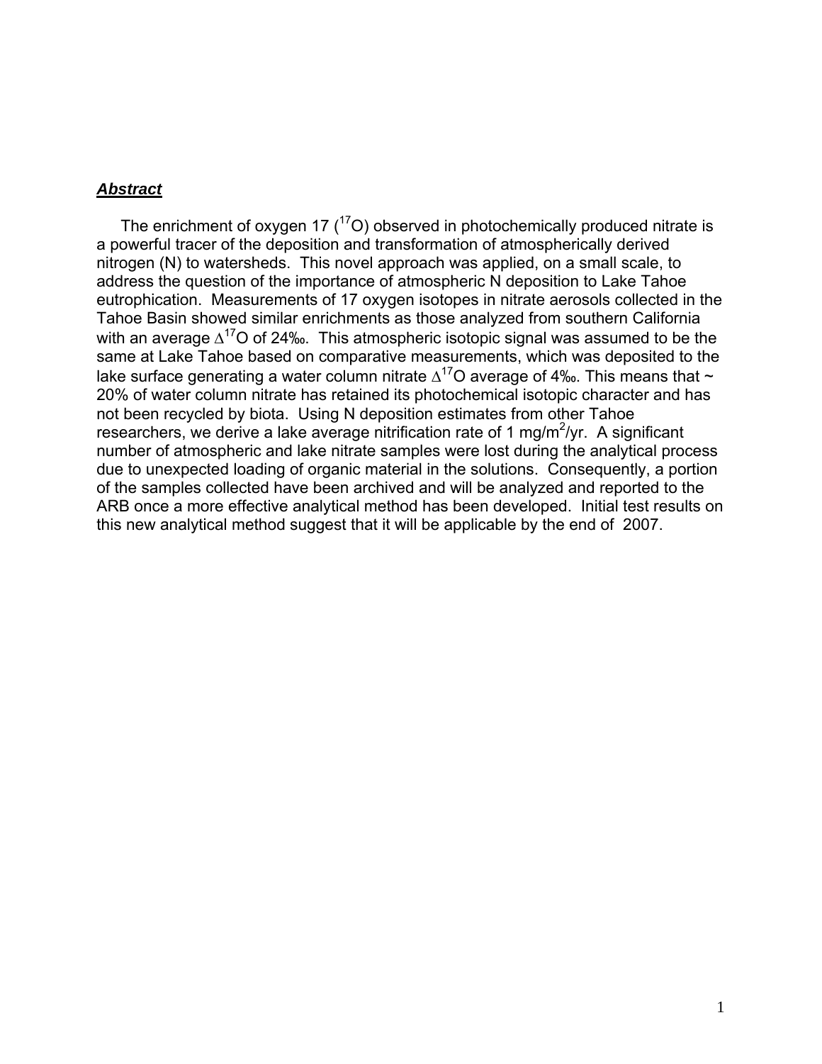## ***Abstract***

The enrichment of oxygen 17 ($^{17}O$) observed in photochemically produced nitrate is a powerful tracer of the deposition and transformation of atmospherically derived nitrogen (N) to watersheds. This novel approach was applied, on a small scale, to address the question of the importance of atmospheric N deposition to Lake Tahoe eutrophication. Measurements of 17 oxygen isotopes in nitrate aerosols collected in the Tahoe Basin showed similar enrichments as those analyzed from southern California with an average $\Delta^{17}O$ of 24‰. This atmospheric isotopic signal was assumed to be the same at Lake Tahoe based on comparative measurements, which was deposited to the lake surface generating a water column nitrate $\Delta^{17}O$ average of 4‰. This means that ~ 20% of water column nitrate has retained its photochemical isotopic character and has not been recycled by biota. Using N deposition estimates from other Tahoe researchers, we derive a lake average nitrification rate of 1 $mg/m^2/yr$. A significant number of atmospheric and lake nitrate samples were lost during the analytical process due to unexpected loading of organic material in the solutions. Consequently, a portion of the samples collected have been archived and will be analyzed and reported to the ARB once a more effective analytical method has been developed. Initial test results on this new analytical method suggest that it will be applicable by the end of 2007.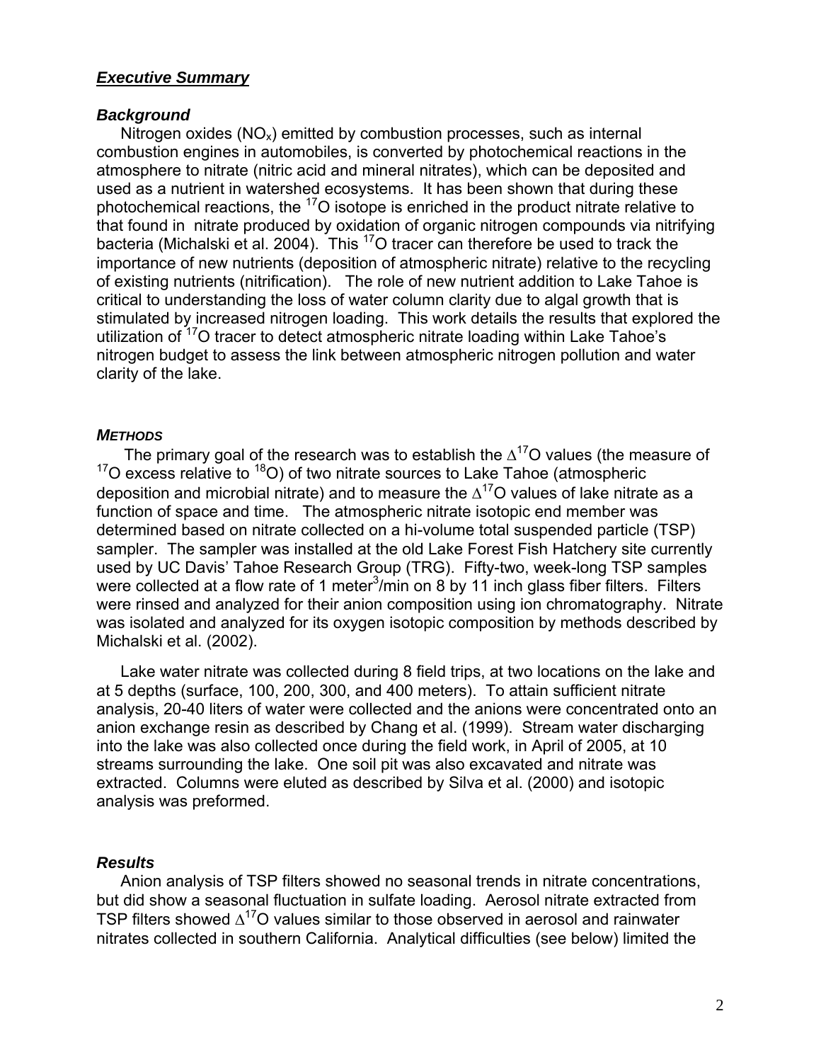## ***Executive Summary***

### ***Background***

Nitrogen oxides ($NO_x$) emitted by combustion processes, such as internal combustion engines in automobiles, is converted by photochemical reactions in the atmosphere to nitrate (nitric acid and mineral nitrates), which can be deposited and used as a nutrient in watershed ecosystems. It has been shown that during these photochemical reactions, the $^{17}O$ isotope is enriched in the product nitrate relative to that found in nitrate produced by oxidation of organic nitrogen compounds via nitrifying bacteria (Michalski et al. 2004). This $^{17}O$ tracer can therefore be used to track the importance of new nutrients (deposition of atmospheric nitrate) relative to the recycling of existing nutrients (nitrification). The role of new nutrient addition to Lake Tahoe is critical to understanding the loss of water column clarity due to algal growth that is stimulated by increased nitrogen loading. This work details the results that explored the utilization of $^{17}O$ tracer to detect atmospheric nitrate loading within Lake Tahoe's nitrogen budget to assess the link between atmospheric nitrogen pollution and water clarity of the lake.

### ***METHODS***

The primary goal of the research was to establish the $\Delta^{17}O$ values (the measure of $^{17}O$ excess relative to $^{18}O$) of two nitrate sources to Lake Tahoe (atmospheric deposition and microbial nitrate) and to measure the $\Delta^{17}O$ values of lake nitrate as a function of space and time. The atmospheric nitrate isotopic end member was determined based on nitrate collected on a hi-volume total suspended particle (TSP) sampler. The sampler was installed at the old Lake Forest Fish Hatchery site currently used by UC Davis' Tahoe Research Group (TRG). Fifty-two, week-long TSP samples were collected at a flow rate of 1 meter$^3$/min on 8 by 11 inch glass fiber filters. Filters were rinsed and analyzed for their anion composition using ion chromatography. Nitrate was isolated and analyzed for its oxygen isotopic composition by methods described by Michalski et al. (2002).

Lake water nitrate was collected during 8 field trips, at two locations on the lake and at 5 depths (surface, 100, 200, 300, and 400 meters). To attain sufficient nitrate analysis, 20-40 liters of water were collected and the anions were concentrated onto an anion exchange resin as described by Chang et al. (1999). Stream water discharging into the lake was also collected once during the field work, in April of 2005, at 10 streams surrounding the lake. One soil pit was also excavated and nitrate was extracted. Columns were eluted as described by Silva et al. (2000) and isotopic analysis was preformed.

### ***Results***

Anion analysis of TSP filters showed no seasonal trends in nitrate concentrations, but did show a seasonal fluctuation in sulfate loading. Aerosol nitrate extracted from TSP filters showed $\Delta^{17}O$ values similar to those observed in aerosol and rainwater nitrates collected in southern California. Analytical difficulties (see below) limited the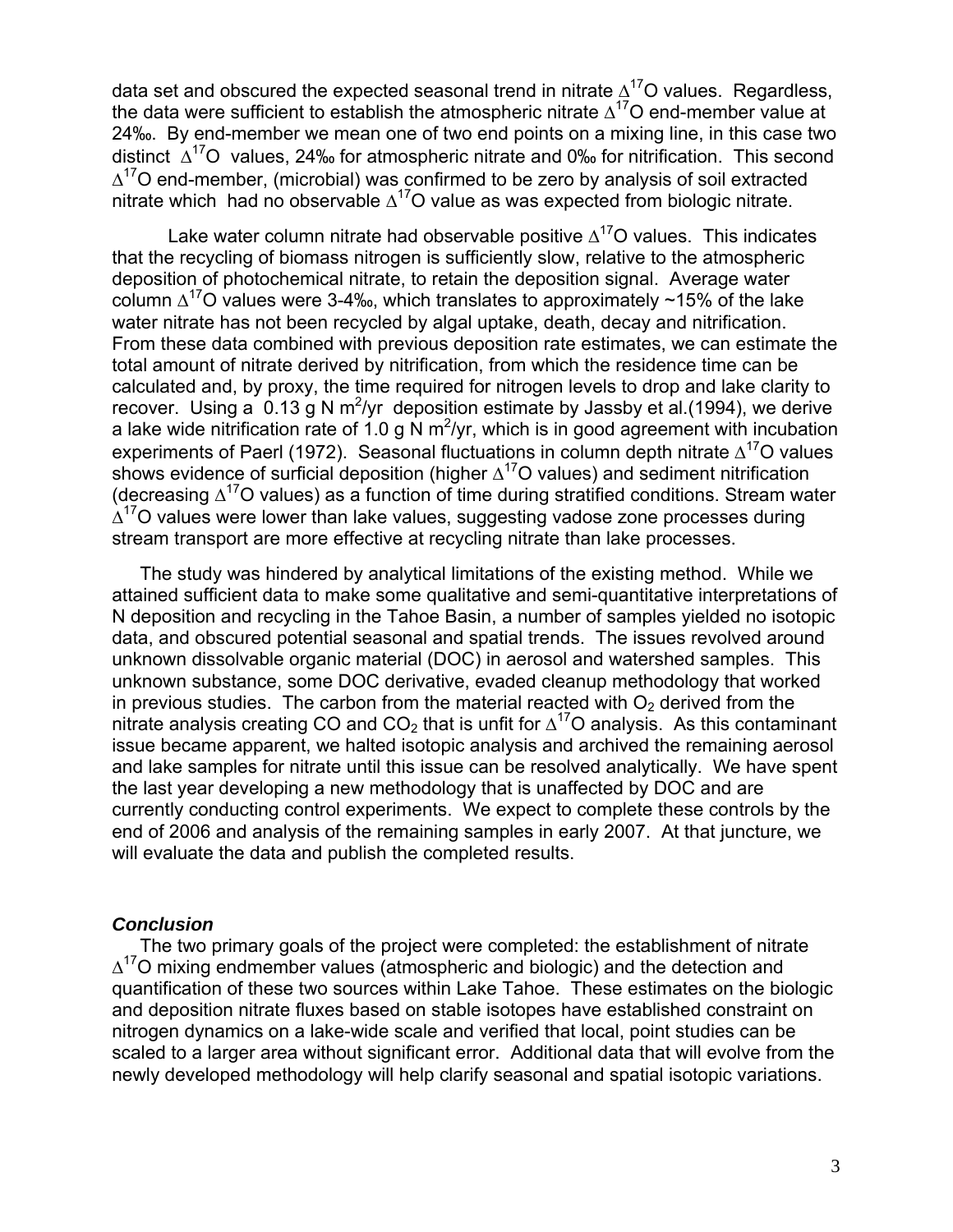data set and obscured the expected seasonal trend in nitrate $\Delta^{17}O$ values. Regardless, the data were sufficient to establish the atmospheric nitrate $\Delta^{17}O$ end-member value at 24‰. By end-member we mean one of two end points on a mixing line, in this case two distinct $\Delta^{17}O$ values, 24‰ for atmospheric nitrate and 0‰ for nitrification. This second $\Delta^{17}O$ end-member, (microbial) was confirmed to be zero by analysis of soil extracted nitrate which had no observable $\Delta^{17}O$ value as was expected from biologic nitrate.

Lake water column nitrate had observable positive $\Delta^{17}O$ values. This indicates that the recycling of biomass nitrogen is sufficiently slow, relative to the atmospheric deposition of photochemical nitrate, to retain the deposition signal. Average water column $\Delta^{17}O$ values were 3-4‰, which translates to approximately ~15% of the lake water nitrate has not been recycled by algal uptake, death, decay and nitrification. From these data combined with previous deposition rate estimates, we can estimate the total amount of nitrate derived by nitrification, from which the residence time can be calculated and, by proxy, the time required for nitrogen levels to drop and lake clarity to recover. Using a 0.13 g N $m^2$/yr deposition estimate by Jassby et al.(1994), we derive a lake wide nitrification rate of 1.0 g N $m^2$/yr, which is in good agreement with incubation experiments of Paerl (1972). Seasonal fluctuations in column depth nitrate $\Delta^{17}O$ values shows evidence of surficial deposition (higher $\Delta^{17}O$ values) and sediment nitrification (decreasing $\Delta^{17}O$ values) as a function of time during stratified conditions. Stream water $\Delta^{17}O$ values were lower than lake values, suggesting vadose zone processes during stream transport are more effective at recycling nitrate than lake processes.

The study was hindered by analytical limitations of the existing method. While we attained sufficient data to make some qualitative and semi-quantitative interpretations of N deposition and recycling in the Tahoe Basin, a number of samples yielded no isotopic data, and obscured potential seasonal and spatial trends. The issues revolved around unknown dissolvable organic material (DOC) in aerosol and watershed samples. This unknown substance, some DOC derivative, evaded cleanup methodology that worked in previous studies. The carbon from the material reacted with $O_2$ derived from the nitrate analysis creating CO and $CO_2$ that is unfit for $\Delta^{17}O$ analysis. As this contaminant issue became apparent, we halted isotopic analysis and archived the remaining aerosol and lake samples for nitrate until this issue can be resolved analytically. We have spent the last year developing a new methodology that is unaffected by DOC and are currently conducting control experiments. We expect to complete these controls by the end of 2006 and analysis of the remaining samples in early 2007. At that juncture, we will evaluate the data and publish the completed results.

### *Conclusion*

The two primary goals of the project were completed: the establishment of nitrate $\Delta^{17}O$ mixing endmember values (atmospheric and biologic) and the detection and quantification of these two sources within Lake Tahoe. These estimates on the biologic and deposition nitrate fluxes based on stable isotopes have established constraint on nitrogen dynamics on a lake-wide scale and verified that local, point studies can be scaled to a larger area without significant error. Additional data that will evolve from the newly developed methodology will help clarify seasonal and spatial isotopic variations.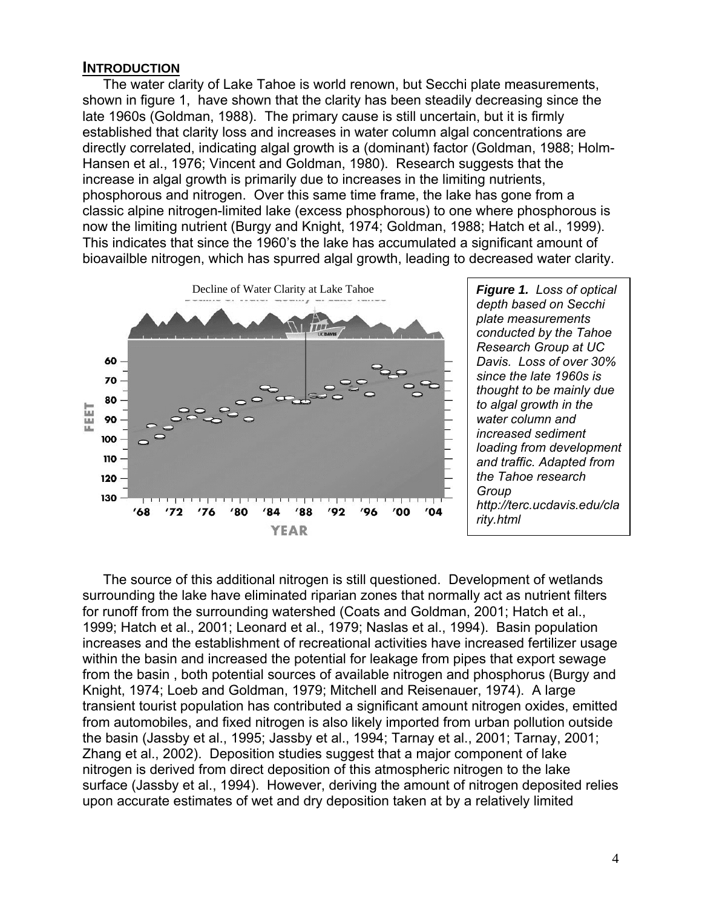## INTRODUCTION

The water clarity of Lake Tahoe is world renown, but Secchi plate measurements, shown in figure 1, have shown that the clarity has been steadily decreasing since the late 1960s (Goldman, 1988). The primary cause is still uncertain, but it is firmly established that clarity loss and increases in water column algal concentrations are directly correlated, indicating algal growth is a (dominant) factor (Goldman, 1988; Holm-Hansen et al., 1976; Vincent and Goldman, 1980). Research suggests that the increase in algal growth is primarily due to increases in the limiting nutrients, phosphorous and nitrogen. Over this same time frame, the lake has gone from a classic alpine nitrogen-limited lake (excess phosphorous) to one where phosphorous is now the limiting nutrient (Burgy and Knight, 1974; Goldman, 1988; Hatch et al., 1999). This indicates that since the 1960's the lake has accumulated a significant amount of bioavailble nitrogen, which has spurred algal growth, leading to decreased water clarity.

***Figure 1.*** *Loss of optical depth based on Secchi plate measurements conducted by the Tahoe Research Group at UC Davis. Loss of over 30% since the late 1960s is thought to be mainly due to algal growth in the water column and increased sediment loading from development and traffic. Adapted from the Tahoe research Group http://terc.ucdavis.edu/clarity.html*

The source of this additional nitrogen is still questioned. Development of wetlands surrounding the lake have eliminated riparian zones that normally act as nutrient filters for runoff from the surrounding watershed (Coats and Goldman, 2001; Hatch et al., 1999; Hatch et al., 2001; Leonard et al., 1979; Naslas et al., 1994). Basin population increases and the establishment of recreational activities have increased fertilizer usage within the basin and increased the potential for leakage from pipes that export sewage from the basin , both potential sources of available nitrogen and phosphorus (Burgy and Knight, 1974; Loeb and Goldman, 1979; Mitchell and Reisenauer, 1974). A large transient tourist population has contributed a significant amount nitrogen oxides, emitted from automobiles, and fixed nitrogen is also likely imported from urban pollution outside the basin (Jassby et al., 1995; Jassby et al., 1994; Tarnay et al., 2001; Tarnay, 2001; Zhang et al., 2002). Deposition studies suggest that a major component of lake nitrogen is derived from direct deposition of this atmospheric nitrogen to the lake surface (Jassby et al., 1994). However, deriving the amount of nitrogen deposited relies upon accurate estimates of wet and dry deposition taken at by a relatively limited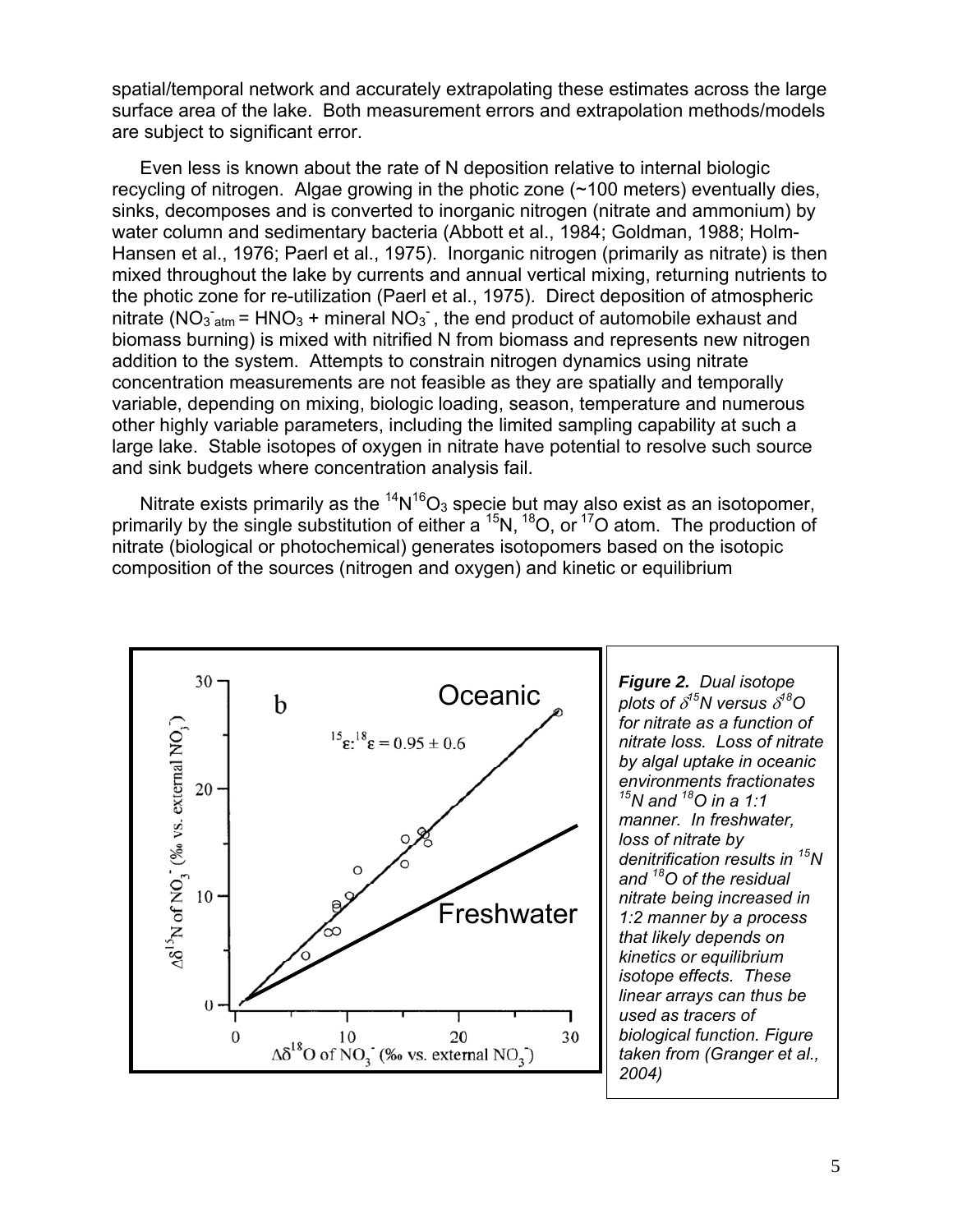spatial/temporal network and accurately extrapolating these estimates across the large surface area of the lake. Both measurement errors and extrapolation methods/models are subject to significant error.

Even less is known about the rate of N deposition relative to internal biologic recycling of nitrogen. Algae growing in the photic zone (~100 meters) eventually dies, sinks, decomposes and is converted to inorganic nitrogen (nitrate and ammonium) by water column and sedimentary bacteria (Abbott et al., 1984; Goldman, 1988; Holm-Hansen et al., 1976; Paerl et al., 1975). Inorganic nitrogen (primarily as nitrate) is then mixed throughout the lake by currents and annual vertical mixing, returning nutrients to the photic zone for re-utilization (Paerl et al., 1975). Direct deposition of atmospheric nitrate ($NO_3^-{}_{atm}$ = $HNO_3$ + mineral $NO_3^-$, the end product of automobile exhaust and biomass burning) is mixed with nitrified N from biomass and represents new nitrogen addition to the system. Attempts to constrain nitrogen dynamics using nitrate concentration measurements are not feasible as they are spatially and temporally variable, depending on mixing, biologic loading, season, temperature and numerous other highly variable parameters, including the limited sampling capability at such a large lake. Stable isotopes of oxygen in nitrate have potential to resolve such source and sink budgets where concentration analysis fail.

Nitrate exists primarily as the $^{14}N^{16}O_3$ specie but may also exist as an isotopomer, primarily by the single substitution of either a $^{15}N$, $^{18}O$, or $^{17}O$ atom. The production of nitrate (biological or photochemical) generates isotopomers based on the isotopic composition of the sources (nitrogen and oxygen) and kinetic or equilibrium

***Figure 2.*** *Dual isotope plots of $\delta^{15}N$ versus $\delta^{18}O$ for nitrate as a function of nitrate loss. Loss of nitrate by algal uptake in oceanic environments fractionates $^{15}N$ and $^{18}O$ in a 1:1 manner. In freshwater, loss of nitrate by denitrification results in $^{15}N$ and $^{18}O$ of the residual nitrate being increased in 1:2 manner by a process that likely depends on kinetics or equilibrium isotope effects. These linear arrays can thus be used as tracers of biological function. Figure taken from (Granger et al., 2004)*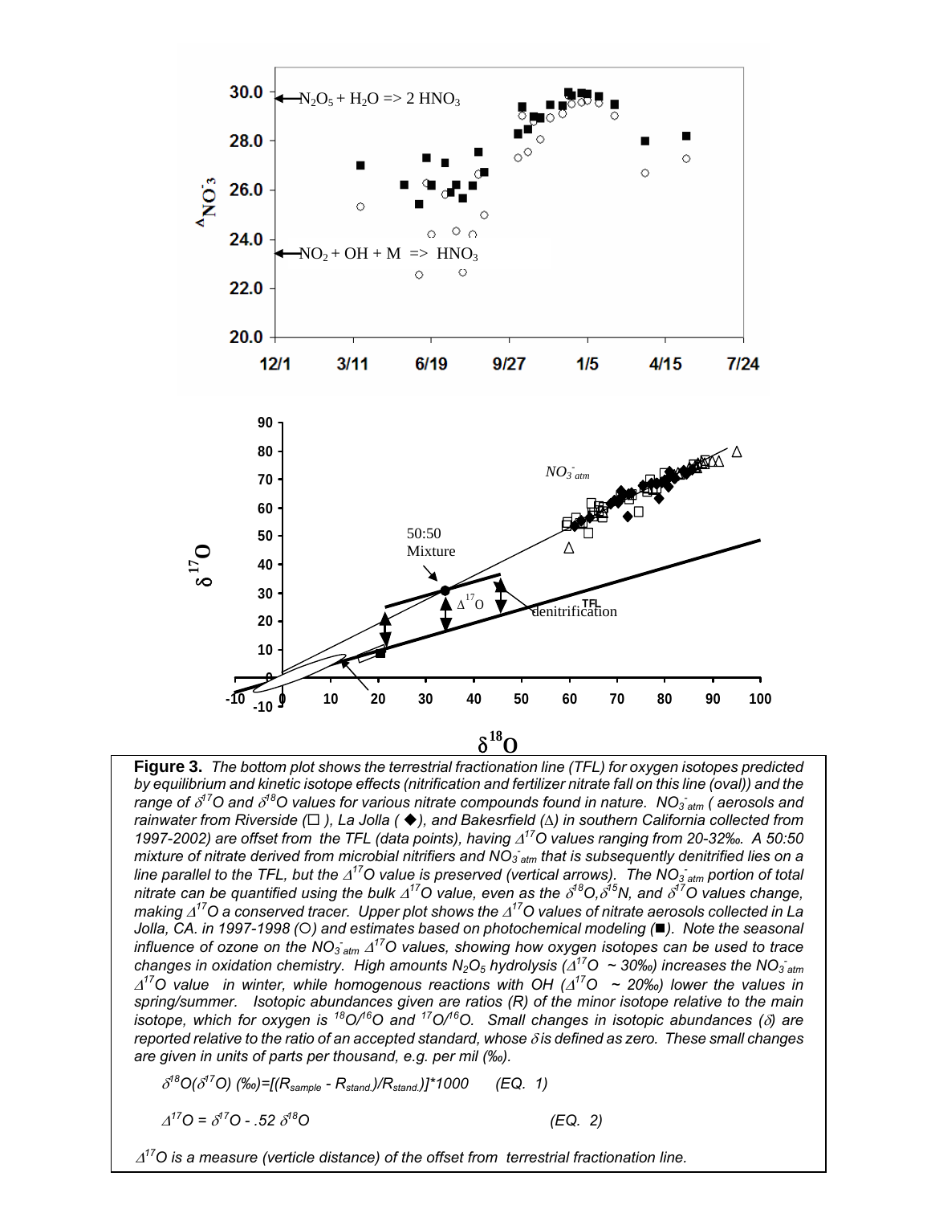**Figure 3.** *The bottom plot shows the terrestrial fractionation line (TFL) for oxygen isotopes predicted by equilibrium and kinetic isotope effects (nitrification and fertilizer nitrate fall on this line (oval)) and the range of $\delta^{17}O$ and $\delta^{18}O$ values for various nitrate compounds found in nature. $NO_3^-{}_{atm}$ ( aerosols and rainwater from Riverside (□ ), La Jolla ( ◆), and Bakesrfield (Δ) in southern California collected from 1997-2002) are offset from the TFL (data points), having $\Delta^{17}O$ values ranging from 20-32‰. A 50:50 mixture of nitrate derived from microbial nitrifiers and $NO_3^-{}_{atm}$ that is subsequently denitrified lies on a line parallel to the TFL, but the $\Delta^{17}O$ value is preserved (vertical arrows). The $NO_3^-{}_{atm}$ portion of total nitrate can be quantified using the bulk $\Delta^{17}O$ value, even as the $\delta^{18}O$,$\delta^{15}N$, and $\delta^{17}O$ values change, making $\Delta^{17}O$ a conserved tracer. Upper plot shows the $\Delta^{17}O$ values of nitrate aerosols collected in La Jolla, CA. in 1997-1998 (○) and estimates based on photochemical modeling (■). Note the seasonal influence of ozone on the $NO_3^-{}_{atm}$ $\Delta^{17}O$ values, showing how oxygen isotopes can be used to trace changes in oxidation chemistry. High amounts $N_2O_5$ hydrolysis ($\Delta^{17}O$ ~ 30‰) increases the $NO_3^-{}_{atm}$ $\Delta^{17}O$ value in winter, while homogenous reactions with OH ($\Delta^{17}O$ ~ 20‰) lower the values in spring/summer. Isotopic abundances given are ratios (R) of the minor isotope relative to the main isotope, which for oxygen is $^{18}O/^{16}O$ and $^{17}O/^{16}O$. Small changes in isotopic abundances ($\delta$) are reported relative to the ratio of an accepted standard, whose $\delta$ is defined as zero. These small changes are given in units of parts per thousand, e.g. per mil (‰).*

$$\delta^{18}O(\delta^{17}O)\ (‰)=[(R_{sample} - R_{stand.})/R_{stand.})]*1000 \qquad \text{(EQ. 1)}$$

$$\Delta^{17}O = \delta^{17}O - .52\ \delta^{18}O \qquad \text{(EQ. 2)}$$

*$\Delta^{17}O$ is a measure (verticle distance) of the offset from terrestrial fractionation line.*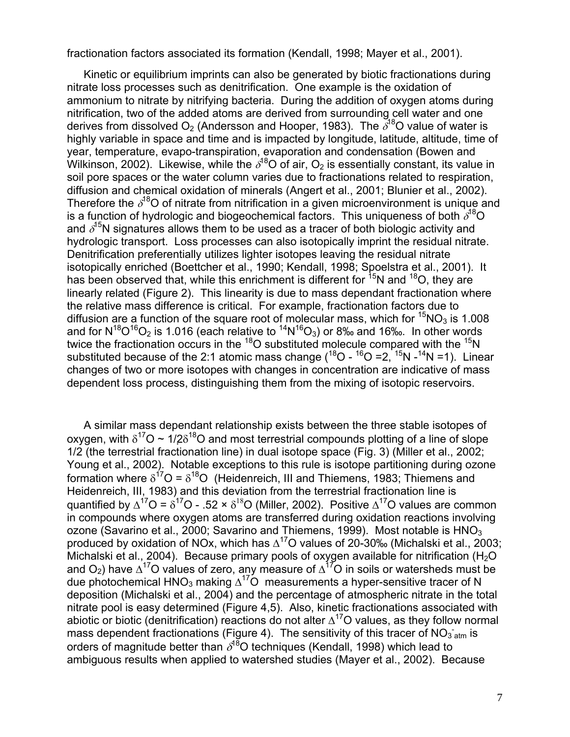fractionation factors associated its formation (Kendall, 1998; Mayer et al., 2001).

Kinetic or equilibrium imprints can also be generated by biotic fractionations during nitrate loss processes such as denitrification. One example is the oxidation of ammonium to nitrate by nitrifying bacteria. During the addition of oxygen atoms during nitrification, two of the added atoms are derived from surrounding cell water and one derives from dissolved $O_2$ (Andersson and Hooper, 1983). The $\delta^{18}O$ value of water is highly variable in space and time and is impacted by longitude, latitude, altitude, time of year, temperature, evapo-transpiration, evaporation and condensation (Bowen and Wilkinson, 2002). Likewise, while the $\delta^{18}O$ of air, $O_2$ is essentially constant, its value in soil pore spaces or the water column varies due to fractionations related to respiration, diffusion and chemical oxidation of minerals (Angert et al., 2001; Blunier et al., 2002). Therefore the $\delta^{18}O$ of nitrate from nitrification in a given microenvironment is unique and is a function of hydrologic and biogeochemical factors. This uniqueness of both $\delta^{18}O$ and $\delta^{15}N$ signatures allows them to be used as a tracer of both biologic activity and hydrologic transport. Loss processes can also isotopically imprint the residual nitrate. Denitrification preferentially utilizes lighter isotopes leaving the residual nitrate isotopically enriched (Boettcher et al., 1990; Kendall, 1998; Spoelstra et al., 2001). It has been observed that, while this enrichment is different for $^{15}N$ and $^{18}O$, they are linearly related (Figure 2). This linearity is due to mass dependant fractionation where the relative mass difference is critical. For example, fractionation factors due to diffusion are a function of the square root of molecular mass, which for $^{15}NO_3$ is 1.008 and for $N^{18}O^{16}O_2$ is 1.016 (each relative to $^{14}N^{16}O_3$) or 8‰ and 16‰. In other words twice the fractionation occurs in the $^{18}O$ substituted molecule compared with the $^{15}N$ substituted because of the 2:1 atomic mass change ($^{18}O$ - $^{16}O$ =2, $^{15}N$ -$^{14}N$ =1). Linear changes of two or more isotopes with changes in concentration are indicative of mass dependent loss process, distinguishing them from the mixing of isotopic reservoirs.

A similar mass dependant relationship exists between the three stable isotopes of oxygen, with $\delta^{17}O \sim 1/2\delta^{18}O$ and most terrestrial compounds plotting of a line of slope 1/2 (the terrestrial fractionation line) in dual isotope space (Fig. 3) (Miller et al., 2002; Young et al., 2002). Notable exceptions to this rule is isotope partitioning during ozone formation where $\delta^{17}O = \delta^{18}O$ (Heidenreich, III and Thiemens, 1983; Thiemens and Heidenreich, III, 1983) and this deviation from the terrestrial fractionation line is quantified by $\Delta^{17}O = \delta^{17}O - .52 \times \delta^{18}O$ (Miller, 2002). Positive $\Delta^{17}O$ values are common in compounds where oxygen atoms are transferred during oxidation reactions involving ozone (Savarino et al., 2000; Savarino and Thiemens, 1999). Most notable is $HNO_3$ produced by oxidation of NOx, which has $\Delta^{17}O$ values of 20-30‰ (Michalski et al., 2003; Michalski et al., 2004). Because primary pools of oxygen available for nitrification ($H_2O$ and $O_2$) have $\Delta^{17}O$ values of zero, any measure of $\Delta^{17}O$ in soils or watersheds must be due photochemical $HNO_3$ making $\Delta^{17}O$ measurements a hyper-sensitive tracer of N deposition (Michalski et al., 2004) and the percentage of atmospheric nitrate in the total nitrate pool is easy determined (Figure 4,5). Also, kinetic fractionations associated with abiotic or biotic (denitrification) reactions do not alter $\Delta^{17}O$ values, as they follow normal mass dependent fractionations (Figure 4). The sensitivity of this tracer of $NO_3^-{}_{atm}$ is orders of magnitude better than $\delta^{18}O$ techniques (Kendall, 1998) which lead to ambiguous results when applied to watershed studies (Mayer et al., 2002). Because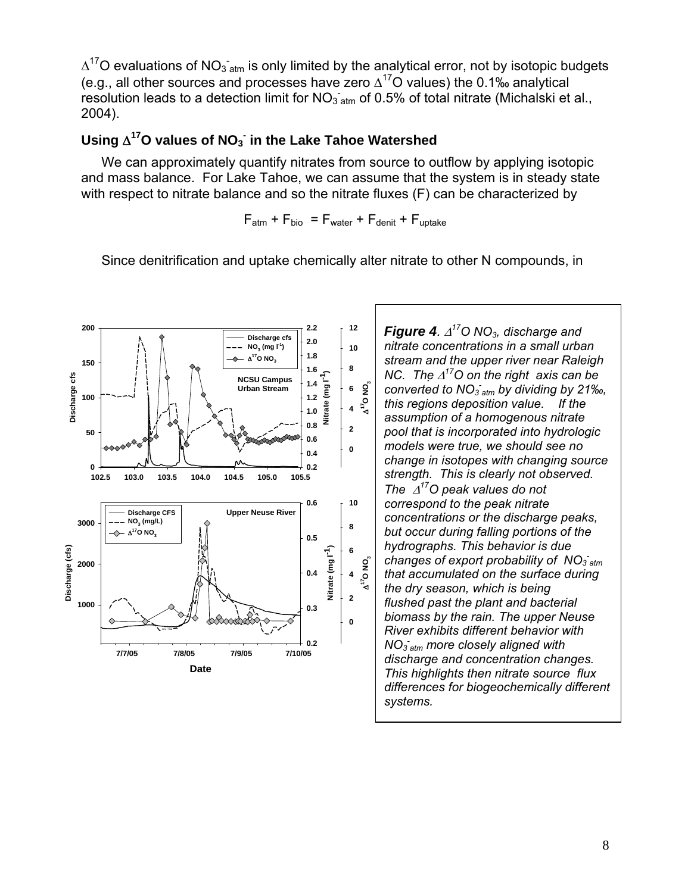$\Delta^{17}O$ evaluations of $NO_3^-{}_{atm}$ is only limited by the analytical error, not by isotopic budgets (e.g., all other sources and processes have zero $\Delta^{17}O$ values) the 0.1‰ analytical resolution leads to a detection limit for $NO_3^-{}_{atm}$ of 0.5% of total nitrate (Michalski et al., 2004).

## Using $\Delta^{17}O$ values of $NO_3^-$ in the Lake Tahoe Watershed

We can approximately quantify nitrates from source to outflow by applying isotopic and mass balance. For Lake Tahoe, we can assume that the system is in steady state with respect to nitrate balance and so the nitrate fluxes (F) can be characterized by

$$F_{atm} + F_{bio} = F_{water} + F_{denit} + F_{uptake}$$

Since denitrification and uptake chemically alter nitrate to other N compounds, in

***Figure 4**. $\Delta^{17}O$ $NO_3$, discharge and nitrate concentrations in a small urban stream and the upper river near Raleigh NC. The $\Delta^{17}O$ on the right axis can be converted to $NO_3^-{}_{atm}$ by dividing by 21‰, this regions deposition value. If the assumption of a homogenous nitrate pool that is incorporated into hydrologic models were true, we should see no change in isotopes with changing source strength. This is clearly not observed. The $\Delta^{17}O$ peak values do not correspond to the peak nitrate concentrations or the discharge peaks, but occur during falling portions of the hydrographs. This behavior is due changes of export probability of $NO_3^-{}_{atm}$ that accumulated on the surface during the dry season, which is being flushed past the plant and bacterial biomass by the rain. The upper Neuse River exhibits different behavior with $NO_3^-{}_{atm}$ more closely aligned with discharge and concentration changes. This highlights then nitrate source flux differences for biogeochemically different systems.*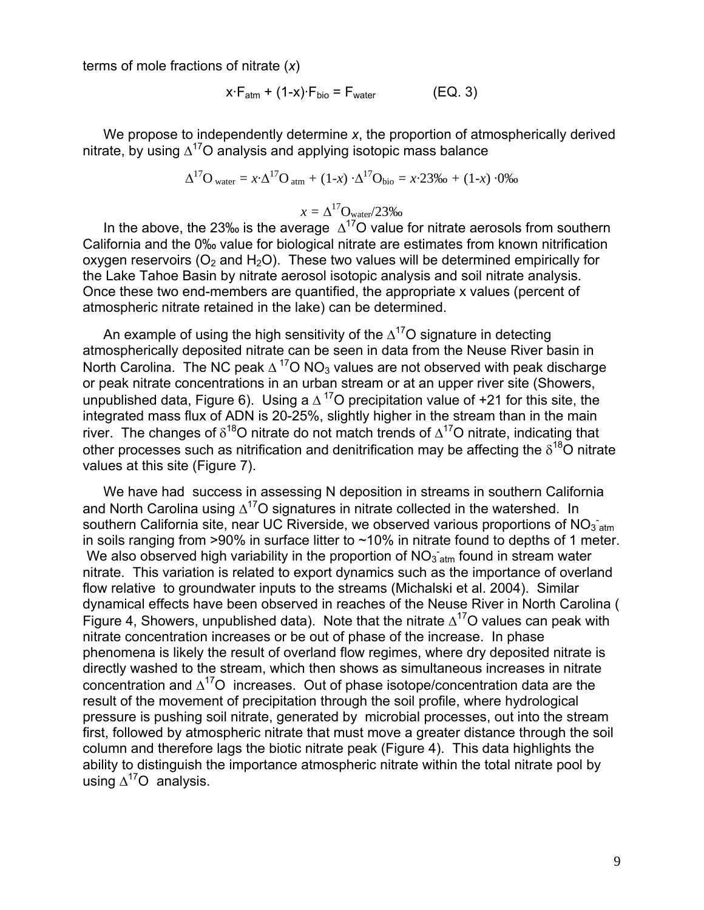terms of mole fractions of nitrate ($x$)

$$x \cdot F_{atm} + (1-x) \cdot F_{bio} = F_{water} \qquad \text{(EQ. 3)}$$

We propose to independently determine $x$, the proportion of atmospherically derived nitrate, by using $\Delta^{17}O$ analysis and applying isotopic mass balance

$$\Delta^{17}O_{water} = x \cdot \Delta^{17}O_{atm} + (1-x) \cdot \Delta^{17}O_{bio} = x \cdot 23‰ + (1-x) \cdot 0‰$$

$$x = \Delta^{17}O_{water}/23‰$$

In the above, the 23‰ is the average $\Delta^{17}O$ value for nitrate aerosols from southern California and the 0‰ value for biological nitrate are estimates from known nitrification oxygen reservoirs ($O_2$ and $H_2O$). These two values will be determined empirically for the Lake Tahoe Basin by nitrate aerosol isotopic analysis and soil nitrate analysis. Once these two end-members are quantified, the appropriate x values (percent of atmospheric nitrate retained in the lake) can be determined.

An example of using the high sensitivity of the $\Delta^{17}O$ signature in detecting atmospherically deposited nitrate can be seen in data from the Neuse River basin in North Carolina. The NC peak $\Delta^{17}O$ $NO_3$ values are not observed with peak discharge or peak nitrate concentrations in an urban stream or at an upper river site (Showers, unpublished data, Figure 6). Using a $\Delta^{17}O$ precipitation value of +21 for this site, the integrated mass flux of ADN is 20-25%, slightly higher in the stream than in the main river. The changes of $\delta^{18}O$ nitrate do not match trends of $\Delta^{17}O$ nitrate, indicating that other processes such as nitrification and denitrification may be affecting the $\delta^{18}O$ nitrate values at this site (Figure 7).

We have had success in assessing N deposition in streams in southern California and North Carolina using $\Delta^{17}O$ signatures in nitrate collected in the watershed. In southern California site, near UC Riverside, we observed various proportions of $NO_3^-{}_{atm}$ in soils ranging from >90% in surface litter to ~10% in nitrate found to depths of 1 meter. We also observed high variability in the proportion of $NO_3^-{}_{atm}$ found in stream water nitrate. This variation is related to export dynamics such as the importance of overland flow relative to groundwater inputs to the streams (Michalski et al. 2004). Similar dynamical effects have been observed in reaches of the Neuse River in North Carolina ( Figure 4, Showers, unpublished data). Note that the nitrate $\Delta^{17}O$ values can peak with nitrate concentration increases or be out of phase of the increase. In phase phenomena is likely the result of overland flow regimes, where dry deposited nitrate is directly washed to the stream, which then shows as simultaneous increases in nitrate concentration and $\Delta^{17}O$ increases. Out of phase isotope/concentration data are the result of the movement of precipitation through the soil profile, where hydrological pressure is pushing soil nitrate, generated by microbial processes, out into the stream first, followed by atmospheric nitrate that must move a greater distance through the soil column and therefore lags the biotic nitrate peak (Figure 4). This data highlights the ability to distinguish the importance atmospheric nitrate within the total nitrate pool by using $\Delta^{17}O$ analysis.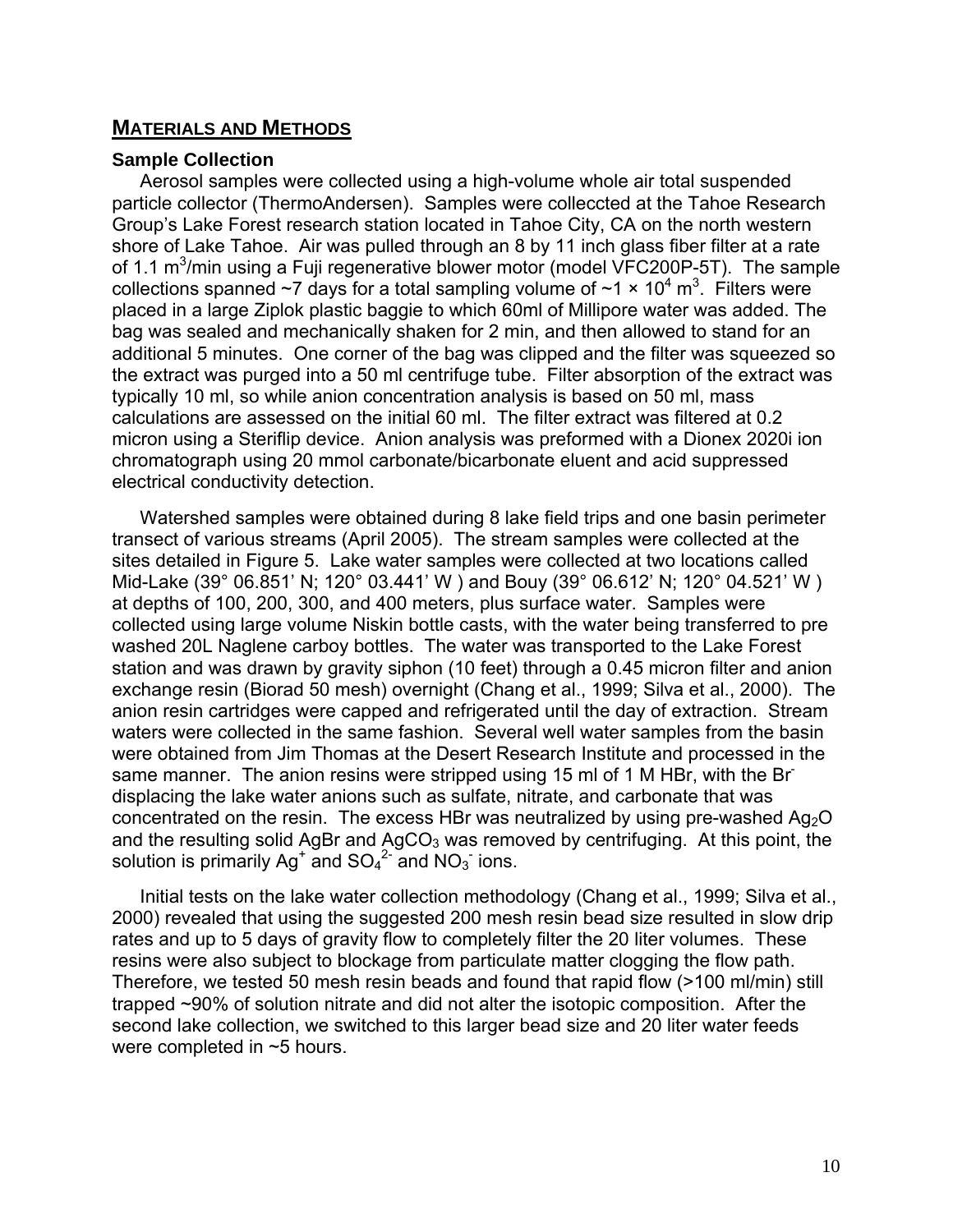## MATERIALS AND METHODS

### Sample Collection

Aerosol samples were collected using a high-volume whole air total suspended particle collector (ThermoAndersen). Samples were colleccted at the Tahoe Research Group's Lake Forest research station located in Tahoe City, CA on the north western shore of Lake Tahoe. Air was pulled through an 8 by 11 inch glass fiber filter at a rate of 1.1 $m^3$/min using a Fuji regenerative blower motor (model VFC200P-5T). The sample collections spanned ~7 days for a total sampling volume of ~$1 \times 10^4$ $m^3$. Filters were placed in a large Ziplok plastic baggie to which 60ml of Millipore water was added. The bag was sealed and mechanically shaken for 2 min, and then allowed to stand for an additional 5 minutes. One corner of the bag was clipped and the filter was squeezed so the extract was purged into a 50 ml centrifuge tube. Filter absorption of the extract was typically 10 ml, so while anion concentration analysis is based on 50 ml, mass calculations are assessed on the initial 60 ml. The filter extract was filtered at 0.2 micron using a Steriflip device. Anion analysis was preformed with a Dionex 2020i ion chromatograph using 20 mmol carbonate/bicarbonate eluent and acid suppressed electrical conductivity detection.

Watershed samples were obtained during 8 lake field trips and one basin perimeter transect of various streams (April 2005). The stream samples were collected at the sites detailed in Figure 5. Lake water samples were collected at two locations called Mid-Lake (39° 06.851' N; 120° 03.441' W ) and Bouy (39° 06.612' N; 120° 04.521' W ) at depths of 100, 200, 300, and 400 meters, plus surface water. Samples were collected using large volume Niskin bottle casts, with the water being transferred to pre washed 20L Naglene carboy bottles. The water was transported to the Lake Forest station and was drawn by gravity siphon (10 feet) through a 0.45 micron filter and anion exchange resin (Biorad 50 mesh) overnight (Chang et al., 1999; Silva et al., 2000). The anion resin cartridges were capped and refrigerated until the day of extraction. Stream waters were collected in the same fashion. Several well water samples from the basin were obtained from Jim Thomas at the Desert Research Institute and processed in the same manner. The anion resins were stripped using 15 ml of 1 M HBr, with the $Br^-$ displacing the lake water anions such as sulfate, nitrate, and carbonate that was concentrated on the resin. The excess HBr was neutralized by using pre-washed $Ag_2O$ and the resulting solid AgBr and $AgCO_3$ was removed by centrifuging. At this point, the solution is primarily $Ag^+$ and $SO_4^{2-}$ and $NO_3^-$ ions.

Initial tests on the lake water collection methodology (Chang et al., 1999; Silva et al., 2000) revealed that using the suggested 200 mesh resin bead size resulted in slow drip rates and up to 5 days of gravity flow to completely filter the 20 liter volumes. These resins were also subject to blockage from particulate matter clogging the flow path. Therefore, we tested 50 mesh resin beads and found that rapid flow (>100 ml/min) still trapped ~90% of solution nitrate and did not alter the isotopic composition. After the second lake collection, we switched to this larger bead size and 20 liter water feeds were completed in ~5 hours.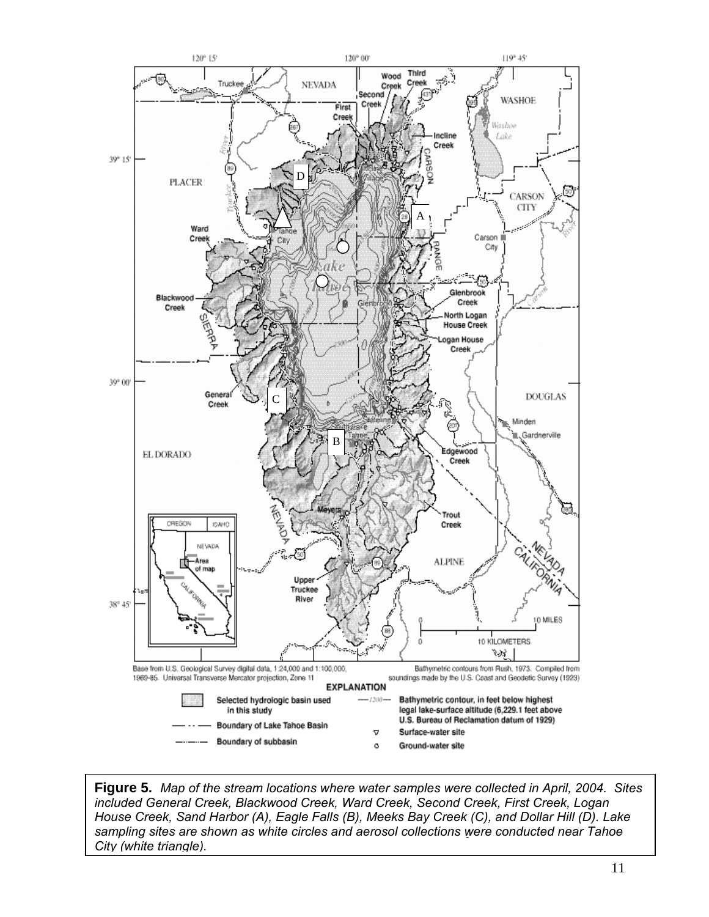**Figure 5.** *Map of the stream locations where water samples were collected in April, 2004. Sites included General Creek, Blackwood Creek, Ward Creek, Second Creek, First Creek, Logan House Creek, Sand Harbor (A), Eagle Falls (B), Meeks Bay Creek (C), and Dollar Hill (D). Lake sampling sites are shown as white circles and aerosol collections were conducted near Tahoe City (white triangle).*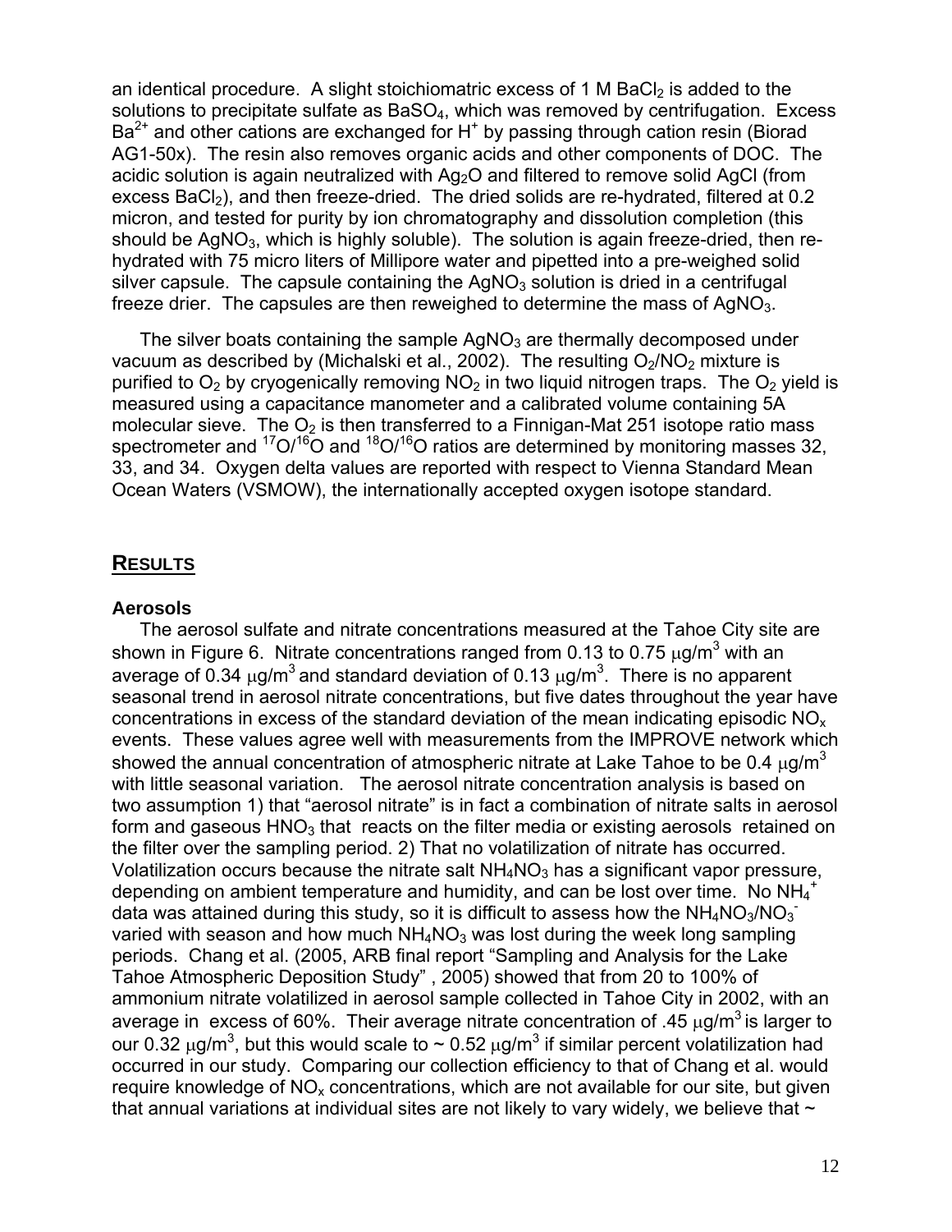an identical procedure. A slight stoichiometric excess of 1 M $BaCl_2$ is added to the solutions to precipitate sulfate as $BaSO_4$, which was removed by centrifugation. Excess $Ba^{2+}$ and other cations are exchanged for $H^+$ by passing through cation resin (Biorad AG1-50x). The resin also removes organic acids and other components of DOC. The acidic solution is again neutralized with $Ag_2O$ and filtered to remove solid AgCl (from excess $BaCl_2$), and then freeze-dried. The dried solids are re-hydrated, filtered at 0.2 micron, and tested for purity by ion chromatography and dissolution completion (this should be $AgNO_3$, which is highly soluble). The solution is again freeze-dried, then re-hydrated with 75 micro liters of Millipore water and pipetted into a pre-weighed solid silver capsule. The capsule containing the $AgNO_3$ solution is dried in a centrifugal freeze drier. The capsules are then reweighed to determine the mass of $AgNO_3$.

The silver boats containing the sample $AgNO_3$ are thermally decomposed under vacuum as described by (Michalski et al., 2002). The resulting $O_2/NO_2$ mixture is purified to $O_2$ by cryogenically removing $NO_2$ in two liquid nitrogen traps. The $O_2$ yield is measured using a capacitance manometer and a calibrated volume containing 5A molecular sieve. The $O_2$ is then transferred to a Finnigan-Mat 251 isotope ratio mass spectrometer and $^{17}O/^{16}O$ and $^{18}O/^{16}O$ ratios are determined by monitoring masses 32, 33, and 34. Oxygen delta values are reported with respect to Vienna Standard Mean Ocean Waters (VSMOW), the internationally accepted oxygen isotope standard.

## RESULTS

### Aerosols

The aerosol sulfate and nitrate concentrations measured at the Tahoe City site are shown in Figure 6. Nitrate concentrations ranged from 0.13 to 0.75 $\mu g/m^3$ with an average of 0.34 $\mu g/m^3$ and standard deviation of 0.13 $\mu g/m^3$. There is no apparent seasonal trend in aerosol nitrate concentrations, but five dates throughout the year have concentrations in excess of the standard deviation of the mean indicating episodic $NO_x$ events. These values agree well with measurements from the IMPROVE network which showed the annual concentration of atmospheric nitrate at Lake Tahoe to be 0.4 $\mu g/m^3$ with little seasonal variation. The aerosol nitrate concentration analysis is based on two assumption 1) that "aerosol nitrate" is in fact a combination of nitrate salts in aerosol form and gaseous $HNO_3$ that reacts on the filter media or existing aerosols retained on the filter over the sampling period. 2) That no volatilization of nitrate has occurred. Volatilization occurs because the nitrate salt $NH_4NO_3$ has a significant vapor pressure, depending on ambient temperature and humidity, and can be lost over time. No $NH_4^+$ data was attained during this study, so it is difficult to assess how the $NH_4NO_3/NO_3^-$ varied with season and how much $NH_4NO_3$ was lost during the week long sampling periods. Chang et al. (2005, ARB final report "Sampling and Analysis for the Lake Tahoe Atmospheric Deposition Study" , 2005) showed that from 20 to 100% of ammonium nitrate volatilized in aerosol sample collected in Tahoe City in 2002, with an average in excess of 60%. Their average nitrate concentration of .45 $\mu g/m^3$ is larger to our 0.32 $\mu g/m^3$, but this would scale to ~ 0.52 $\mu g/m^3$ if similar percent volatilization had occurred in our study. Comparing our collection efficiency to that of Chang et al. would require knowledge of $NO_x$ concentrations, which are not available for our site, but given that annual variations at individual sites are not likely to vary widely, we believe that ~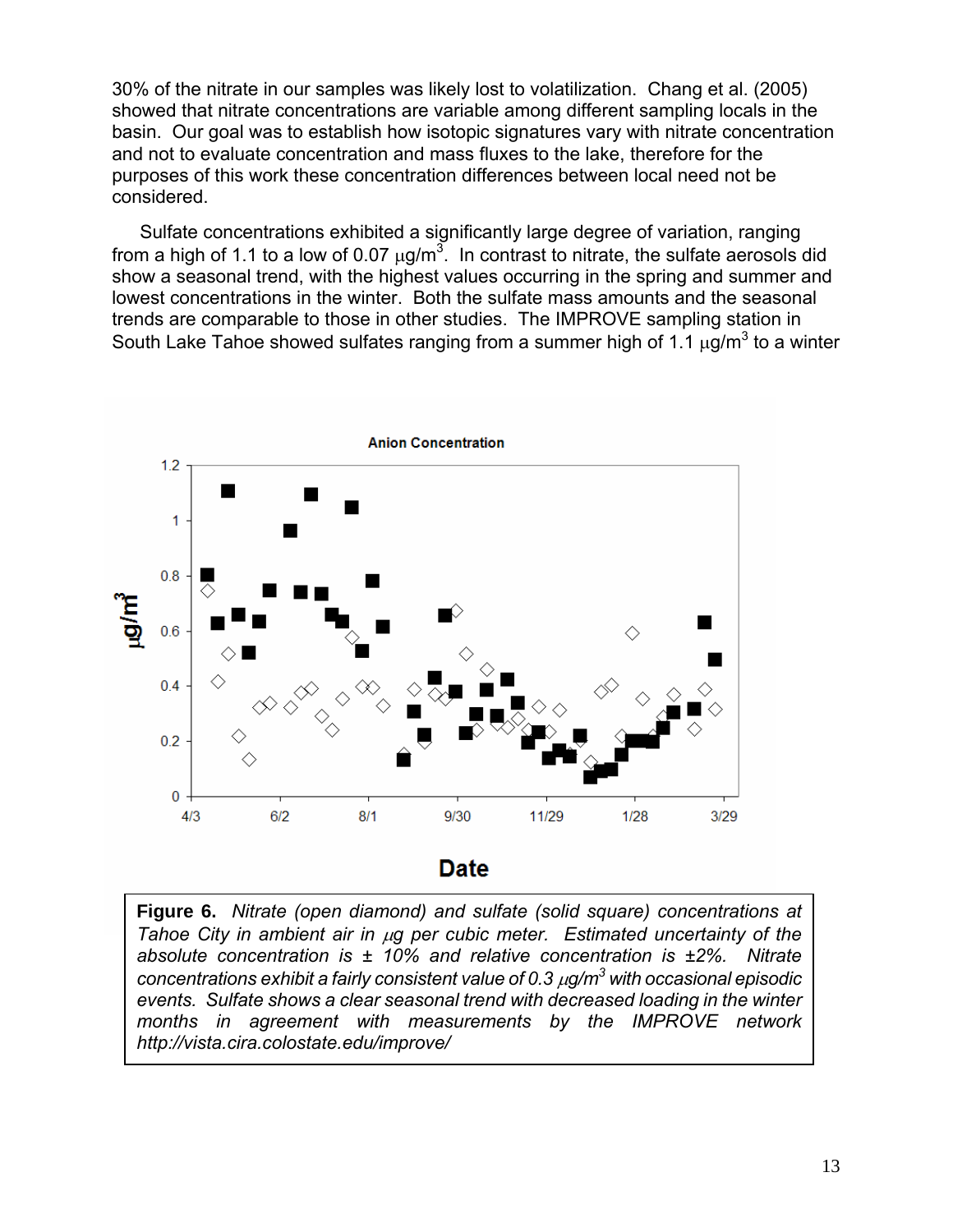30% of the nitrate in our samples was likely lost to volatilization. Chang et al. (2005) showed that nitrate concentrations are variable among different sampling locals in the basin. Our goal was to establish how isotopic signatures vary with nitrate concentration and not to evaluate concentration and mass fluxes to the lake, therefore for the purposes of this work these concentration differences between local need not be considered.

Sulfate concentrations exhibited a significantly large degree of variation, ranging from a high of 1.1 to a low of 0.07 μg/m$^3$. In contrast to nitrate, the sulfate aerosols did show a seasonal trend, with the highest values occurring in the spring and summer and lowest concentrations in the winter. Both the sulfate mass amounts and the seasonal trends are comparable to those in other studies. The IMPROVE sampling station in South Lake Tahoe showed sulfates ranging from a summer high of 1.1 μg/m$^3$ to a winter

**Figure 6.** *Nitrate (open diamond) and sulfate (solid square) concentrations at Tahoe City in ambient air in μg per cubic meter. Estimated uncertainty of the absolute concentration is ± 10% and relative concentration is ±2%. Nitrate concentrations exhibit a fairly consistent value of 0.3 μg/m$^3$ with occasional episodic events. Sulfate shows a clear seasonal trend with decreased loading in the winter months in agreement with measurements by the IMPROVE network http://vista.cira.colostate.edu/improve/*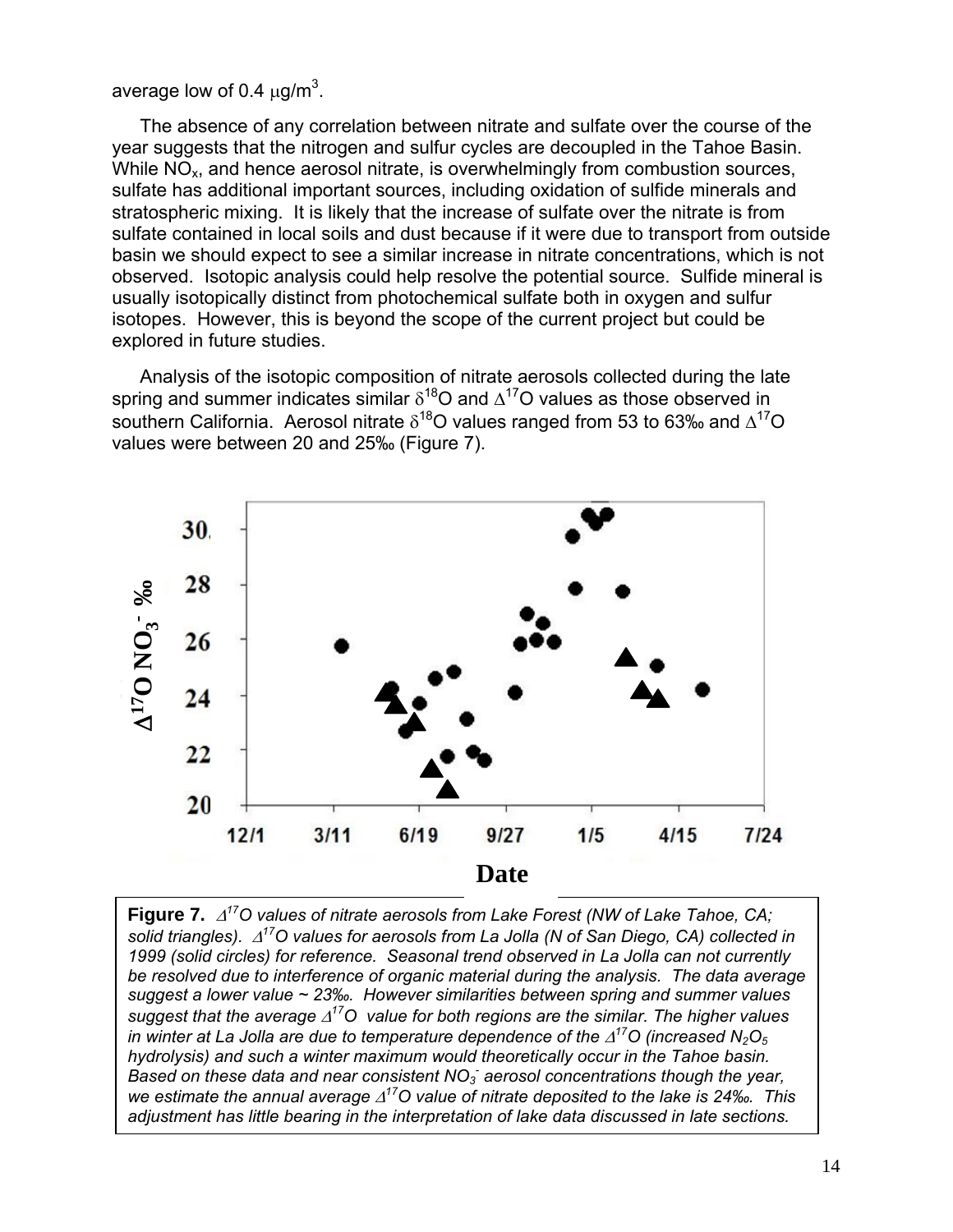average low of 0.4 $\mu g/m^3$.

The absence of any correlation between nitrate and sulfate over the course of the year suggests that the nitrogen and sulfur cycles are decoupled in the Tahoe Basin. While $NO_x$, and hence aerosol nitrate, is overwhelmingly from combustion sources, sulfate has additional important sources, including oxidation of sulfide minerals and stratospheric mixing. It is likely that the increase of sulfate over the nitrate is from sulfate contained in local soils and dust because if it were due to transport from outside basin we should expect to see a similar increase in nitrate concentrations, which is not observed. Isotopic analysis could help resolve the potential source. Sulfide mineral is usually isotopically distinct from photochemical sulfate both in oxygen and sulfur isotopes. However, this is beyond the scope of the current project but could be explored in future studies.

Analysis of the isotopic composition of nitrate aerosols collected during the late spring and summer indicates similar $\delta^{18}O$ and $\Delta^{17}O$ values as those observed in southern California. Aerosol nitrate $\delta^{18}O$ values ranged from 53 to 63‰ and $\Delta^{17}O$ values were between 20 and 25‰ (Figure 7).

**Figure 7.** *$\Delta^{17}O$ values of nitrate aerosols from Lake Forest (NW of Lake Tahoe, CA; solid triangles). $\Delta^{17}O$ values for aerosols from La Jolla (N of San Diego, CA) collected in 1999 (solid circles) for reference. Seasonal trend observed in La Jolla can not currently be resolved due to interference of organic material during the analysis. The data average suggest a lower value ~ 23‰. However similarities between spring and summer values suggest that the average $\Delta^{17}O$ value for both regions are the similar. The higher values in winter at La Jolla are due to temperature dependence of the $\Delta^{17}O$ (increased $N_2O_5$ hydrolysis) and such a winter maximum would theoretically occur in the Tahoe basin. Based on these data and near consistent $NO_3^-$ aerosol concentrations though the year, we estimate the annual average $\Delta^{17}O$ value of nitrate deposited to the lake is 24‰. This adjustment has little bearing in the interpretation of lake data discussed in late sections.*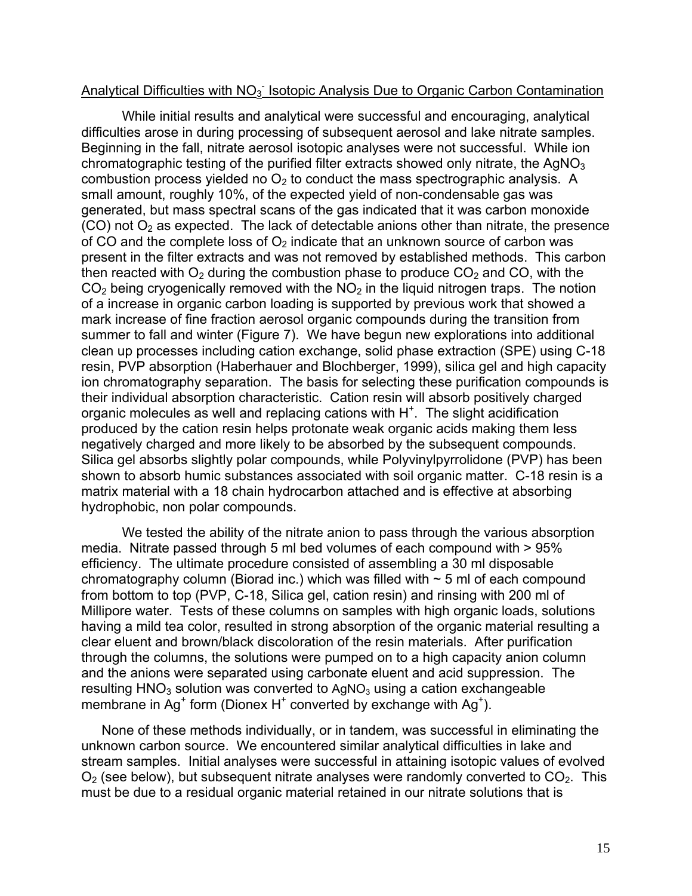Analytical Difficulties with $NO_3^-$ Isotopic Analysis Due to Organic Carbon Contamination

While initial results and analytical were successful and encouraging, analytical difficulties arose in during processing of subsequent aerosol and lake nitrate samples. Beginning in the fall, nitrate aerosol isotopic analyses were not successful. While ion chromatographic testing of the purified filter extracts showed only nitrate, the $AgNO_3$ combustion process yielded no $O_2$ to conduct the mass spectrographic analysis. A small amount, roughly 10%, of the expected yield of non-condensable gas was generated, but mass spectral scans of the gas indicated that it was carbon monoxide (CO) not $O_2$ as expected. The lack of detectable anions other than nitrate, the presence of CO and the complete loss of $O_2$ indicate that an unknown source of carbon was present in the filter extracts and was not removed by established methods. This carbon then reacted with $O_2$ during the combustion phase to produce $CO_2$ and CO, with the $CO_2$ being cryogenically removed with the $NO_2$ in the liquid nitrogen traps. The notion of a increase in organic carbon loading is supported by previous work that showed a mark increase of fine fraction aerosol organic compounds during the transition from summer to fall and winter (Figure 7). We have begun new explorations into additional clean up processes including cation exchange, solid phase extraction (SPE) using C-18 resin, PVP absorption (Haberhauer and Blochberger, 1999), silica gel and high capacity ion chromatography separation. The basis for selecting these purification compounds is their individual absorption characteristic. Cation resin will absorb positively charged organic molecules as well and replacing cations with $H^+$. The slight acidification produced by the cation resin helps protonate weak organic acids making them less negatively charged and more likely to be absorbed by the subsequent compounds. Silica gel absorbs slightly polar compounds, while Polyvinylpyrrolidone (PVP) has been shown to absorb humic substances associated with soil organic matter. C-18 resin is a matrix material with a 18 chain hydrocarbon attached and is effective at absorbing hydrophobic, non polar compounds.

We tested the ability of the nitrate anion to pass through the various absorption media. Nitrate passed through 5 ml bed volumes of each compound with > 95% efficiency. The ultimate procedure consisted of assembling a 30 ml disposable chromatography column (Biorad inc.) which was filled with ~ 5 ml of each compound from bottom to top (PVP, C-18, Silica gel, cation resin) and rinsing with 200 ml of Millipore water. Tests of these columns on samples with high organic loads, solutions having a mild tea color, resulted in strong absorption of the organic material resulting a clear eluent and brown/black discoloration of the resin materials. After purification through the columns, the solutions were pumped on to a high capacity anion column and the anions were separated using carbonate eluent and acid suppression. The resulting $HNO_3$ solution was converted to $AgNO_3$ using a cation exchangeable membrane in $Ag^+$ form (Dionex $H^+$ converted by exchange with $Ag^+$).

None of these methods individually, or in tandem, was successful in eliminating the unknown carbon source. We encountered similar analytical difficulties in lake and stream samples. Initial analyses were successful in attaining isotopic values of evolved $O_2$ (see below), but subsequent nitrate analyses were randomly converted to $CO_2$. This must be due to a residual organic material retained in our nitrate solutions that is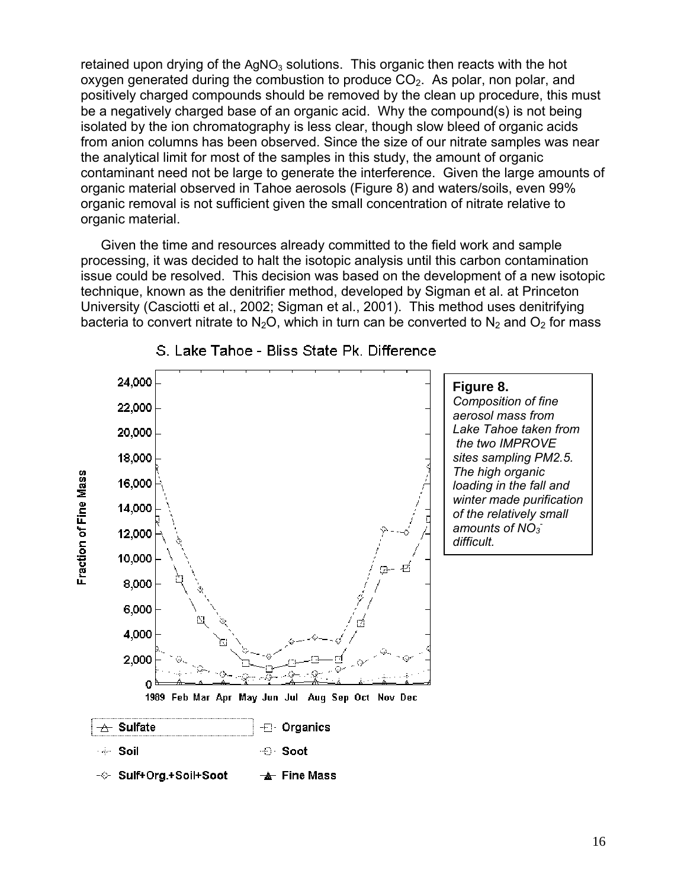retained upon drying of the $AgNO_3$ solutions. This organic then reacts with the hot oxygen generated during the combustion to produce $CO_2$. As polar, non polar, and positively charged compounds should be removed by the clean up procedure, this must be a negatively charged base of an organic acid. Why the compound(s) is not being isolated by the ion chromatography is less clear, though slow bleed of organic acids from anion columns has been observed. Since the size of our nitrate samples was near the analytical limit for most of the samples in this study, the amount of organic contaminant need not be large to generate the interference. Given the large amounts of organic material observed in Tahoe aerosols (Figure 8) and waters/soils, even 99% organic removal is not sufficient given the small concentration of nitrate relative to organic material.

Given the time and resources already committed to the field work and sample processing, it was decided to halt the isotopic analysis until this carbon contamination issue could be resolved. This decision was based on the development of a new isotopic technique, known as the denitrifier method, developed by Sigman et al. at Princeton University (Casciotti et al., 2002; Sigman et al., 2001). This method uses denitrifying bacteria to convert nitrate to $N_2O$, which in turn can be converted to $N_2$ and $O_2$ for mass

**Figure 8.** *Composition of fine aerosol mass from Lake Tahoe taken from the two IMPROVE sites sampling PM2.5. The high organic loading in the fall and winter made purification of the relatively small amounts of $NO_3^-$ difficult.*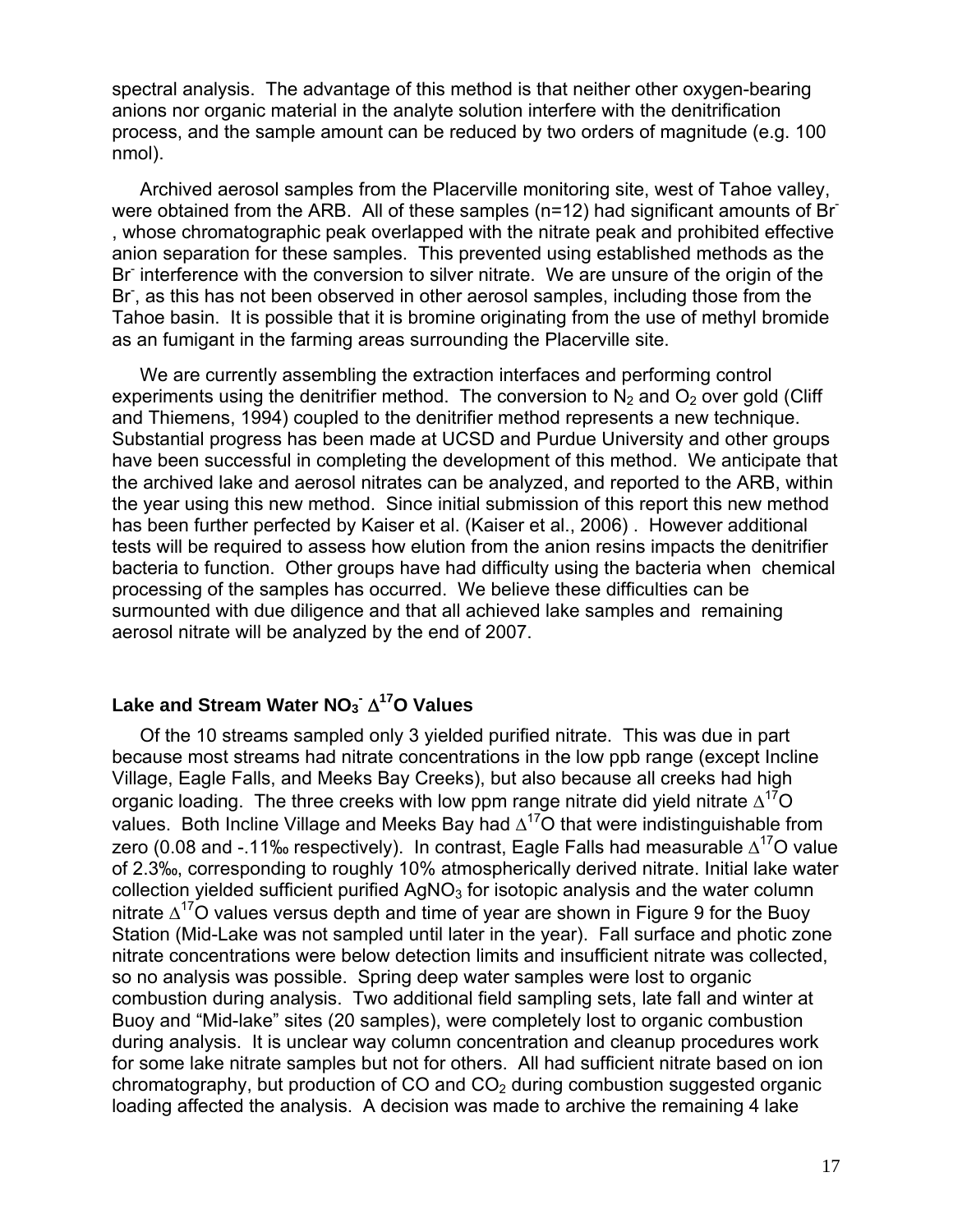spectral analysis. The advantage of this method is that neither other oxygen-bearing anions nor organic material in the analyte solution interfere with the denitrification process, and the sample amount can be reduced by two orders of magnitude (e.g. 100 nmol).

Archived aerosol samples from the Placerville monitoring site, west of Tahoe valley, were obtained from the ARB. All of these samples (n=12) had significant amounts of $Br^-$, whose chromatographic peak overlapped with the nitrate peak and prohibited effective anion separation for these samples. This prevented using established methods as the $Br^-$ interference with the conversion to silver nitrate. We are unsure of the origin of the $Br^-$, as this has not been observed in other aerosol samples, including those from the Tahoe basin. It is possible that it is bromine originating from the use of methyl bromide as an fumigant in the farming areas surrounding the Placerville site.

We are currently assembling the extraction interfaces and performing control experiments using the denitrifier method. The conversion to $N_2$ and $O_2$ over gold (Cliff and Thiemens, 1994) coupled to the denitrifier method represents a new technique. Substantial progress has been made at UCSD and Purdue University and other groups have been successful in completing the development of this method. We anticipate that the archived lake and aerosol nitrates can be analyzed, and reported to the ARB, within the year using this new method. Since initial submission of this report this new method has been further perfected by Kaiser et al. (Kaiser et al., 2006) . However additional tests will be required to assess how elution from the anion resins impacts the denitrifier bacteria to function. Other groups have had difficulty using the bacteria when chemical processing of the samples has occurred. We believe these difficulties can be surmounted with due diligence and that all achieved lake samples and remaining aerosol nitrate will be analyzed by the end of 2007.

## Lake and Stream Water $NO_3^-$ $\Delta^{17}O$ Values

Of the 10 streams sampled only 3 yielded purified nitrate. This was due in part because most streams had nitrate concentrations in the low ppb range (except Incline Village, Eagle Falls, and Meeks Bay Creeks), but also because all creeks had high organic loading. The three creeks with low ppm range nitrate did yield nitrate $\Delta^{17}O$ values. Both Incline Village and Meeks Bay had $\Delta^{17}O$ that were indistinguishable from zero (0.08 and -.11‰ respectively). In contrast, Eagle Falls had measurable $\Delta^{17}O$ value of 2.3‰, corresponding to roughly 10% atmospherically derived nitrate. Initial lake water collection yielded sufficient purified $AgNO_3$ for isotopic analysis and the water column nitrate $\Delta^{17}O$ values versus depth and time of year are shown in Figure 9 for the Buoy Station (Mid-Lake was not sampled until later in the year). Fall surface and photic zone nitrate concentrations were below detection limits and insufficient nitrate was collected, so no analysis was possible. Spring deep water samples were lost to organic combustion during analysis. Two additional field sampling sets, late fall and winter at Buoy and "Mid-lake" sites (20 samples), were completely lost to organic combustion during analysis. It is unclear way column concentration and cleanup procedures work for some lake nitrate samples but not for others. All had sufficient nitrate based on ion chromatography, but production of CO and $CO_2$ during combustion suggested organic loading affected the analysis. A decision was made to archive the remaining 4 lake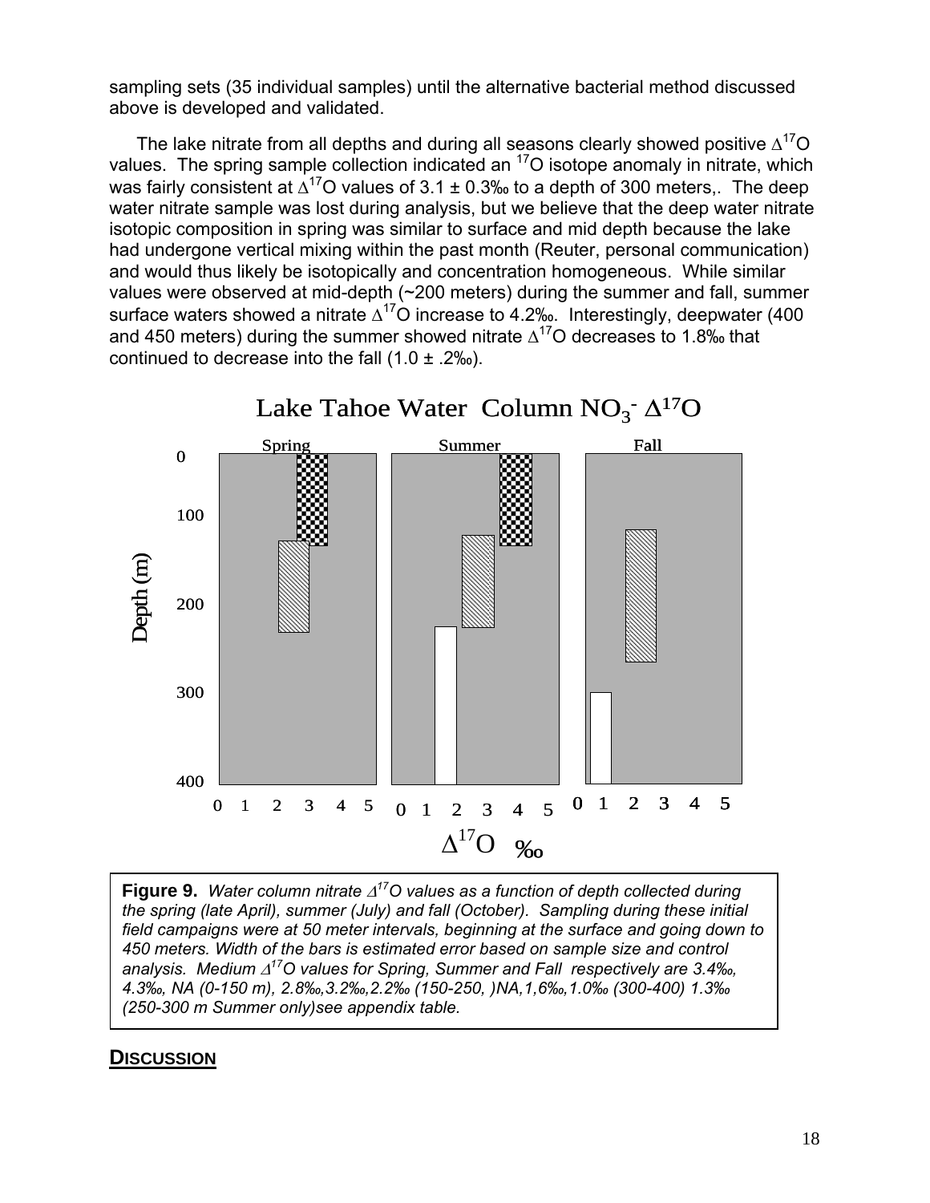sampling sets (35 individual samples) until the alternative bacterial method discussed above is developed and validated.

The lake nitrate from all depths and during all seasons clearly showed positive $\Delta^{17}O$ values. The spring sample collection indicated an $^{17}O$ isotope anomaly in nitrate, which was fairly consistent at $\Delta^{17}O$ values of 3.1 ± 0.3‰ to a depth of 300 meters,. The deep water nitrate sample was lost during analysis, but we believe that the deep water nitrate isotopic composition in spring was similar to surface and mid depth because the lake had undergone vertical mixing within the past month (Reuter, personal communication) and would thus likely be isotopically and concentration homogeneous. While similar values were observed at mid-depth (~200 meters) during the summer and fall, summer surface waters showed a nitrate $\Delta^{17}O$ increase to 4.2‰. Interestingly, deepwater (400 and 450 meters) during the summer showed nitrate $\Delta^{17}O$ decreases to 1.8‰ that continued to decrease into the fall (1.0 ± .2‰).

Lake Tahoe Water Column $NO_3^-$ $\Delta^{17}O$

**Figure 9.** *Water column nitrate $\Delta^{17}O$ values as a function of depth collected during the spring (late April), summer (July) and fall (October). Sampling during these initial field campaigns were at 50 meter intervals, beginning at the surface and going down to 450 meters. Width of the bars is estimated error based on sample size and control analysis. Medium $\Delta^{17}O$ values for Spring, Summer and Fall respectively are 3.4‰, 4.3‰, NA (0-150 m), 2.8‰,3.2‰,2.2‰ (150-250, )NA,1,6‰,1.0‰ (300-400) 1.3‰ (250-300 m Summer only)see appendix table.*

## DISCUSSION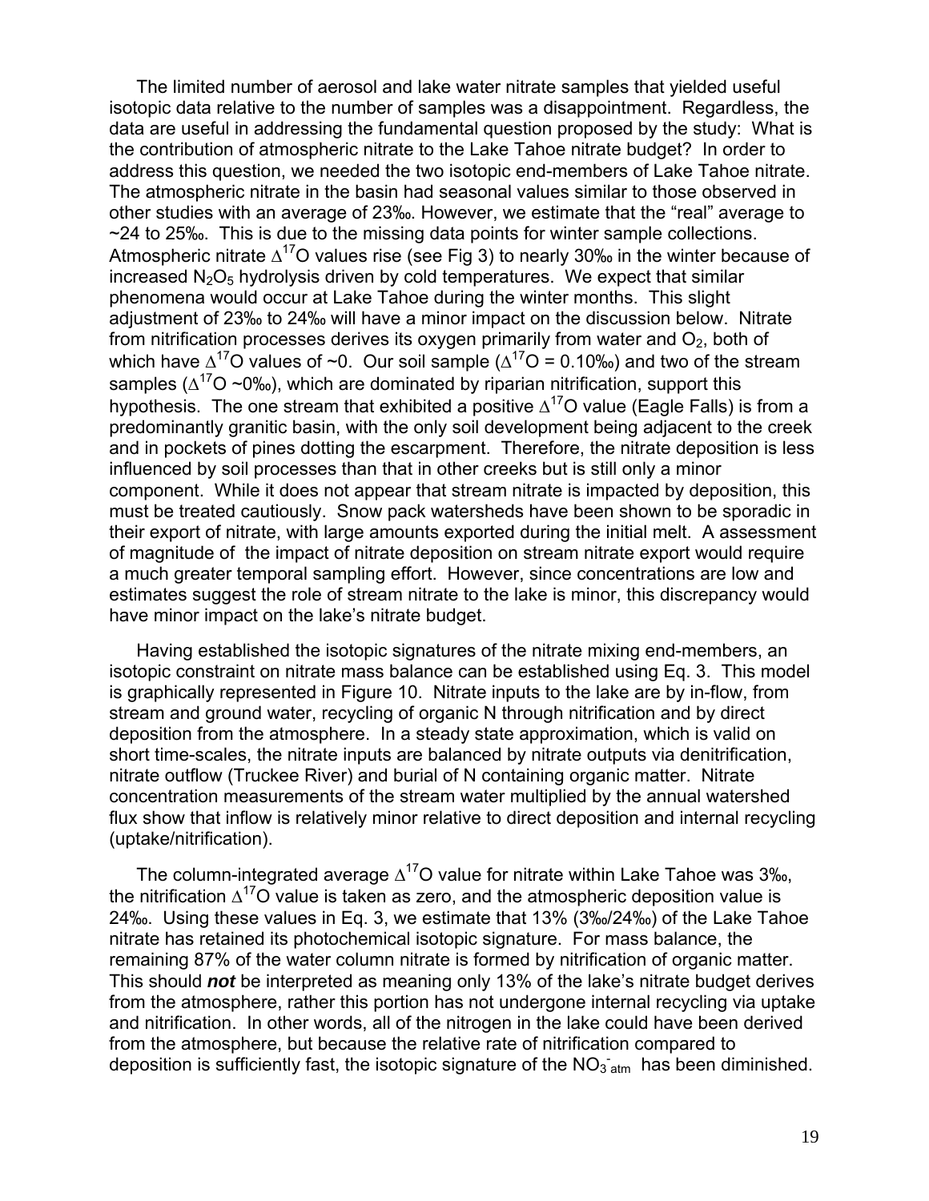The limited number of aerosol and lake water nitrate samples that yielded useful isotopic data relative to the number of samples was a disappointment. Regardless, the data are useful in addressing the fundamental question proposed by the study: What is the contribution of atmospheric nitrate to the Lake Tahoe nitrate budget? In order to address this question, we needed the two isotopic end-members of Lake Tahoe nitrate. The atmospheric nitrate in the basin had seasonal values similar to those observed in other studies with an average of 23‰. However, we estimate that the "real" average to ~24 to 25‰. This is due to the missing data points for winter sample collections. Atmospheric nitrate $\Delta^{17}O$ values rise (see Fig 3) to nearly 30‰ in the winter because of increased $N_2O_5$ hydrolysis driven by cold temperatures. We expect that similar phenomena would occur at Lake Tahoe during the winter months. This slight adjustment of 23‰ to 24‰ will have a minor impact on the discussion below. Nitrate from nitrification processes derives its oxygen primarily from water and $O_2$, both of which have $\Delta^{17}O$ values of ~0. Our soil sample ($\Delta^{17}O$ = 0.10‰) and two of the stream samples ($\Delta^{17}O$ ~0‰), which are dominated by riparian nitrification, support this hypothesis. The one stream that exhibited a positive $\Delta^{17}O$ value (Eagle Falls) is from a predominantly granitic basin, with the only soil development being adjacent to the creek and in pockets of pines dotting the escarpment. Therefore, the nitrate deposition is less influenced by soil processes than that in other creeks but is still only a minor component. While it does not appear that stream nitrate is impacted by deposition, this must be treated cautiously. Snow pack watersheds have been shown to be sporadic in their export of nitrate, with large amounts exported during the initial melt. A assessment of magnitude of the impact of nitrate deposition on stream nitrate export would require a much greater temporal sampling effort. However, since concentrations are low and estimates suggest the role of stream nitrate to the lake is minor, this discrepancy would have minor impact on the lake's nitrate budget.

Having established the isotopic signatures of the nitrate mixing end-members, an isotopic constraint on nitrate mass balance can be established using Eq. 3. This model is graphically represented in Figure 10. Nitrate inputs to the lake are by in-flow, from stream and ground water, recycling of organic N through nitrification and by direct deposition from the atmosphere. In a steady state approximation, which is valid on short time-scales, the nitrate inputs are balanced by nitrate outputs via denitrification, nitrate outflow (Truckee River) and burial of N containing organic matter. Nitrate concentration measurements of the stream water multiplied by the annual watershed flux show that inflow is relatively minor relative to direct deposition and internal recycling (uptake/nitrification).

The column-integrated average $\Delta^{17}O$ value for nitrate within Lake Tahoe was 3‰, the nitrification $\Delta^{17}O$ value is taken as zero, and the atmospheric deposition value is 24‰. Using these values in Eq. 3, we estimate that 13% (3‰/24‰) of the Lake Tahoe nitrate has retained its photochemical isotopic signature. For mass balance, the remaining 87% of the water column nitrate is formed by nitrification of organic matter. This should ***not*** be interpreted as meaning only 13% of the lake's nitrate budget derives from the atmosphere, rather this portion has not undergone internal recycling via uptake and nitrification. In other words, all of the nitrogen in the lake could have been derived from the atmosphere, but because the relative rate of nitrification compared to deposition is sufficiently fast, the isotopic signature of the $NO_3^-{}_{atm}$ has been diminished.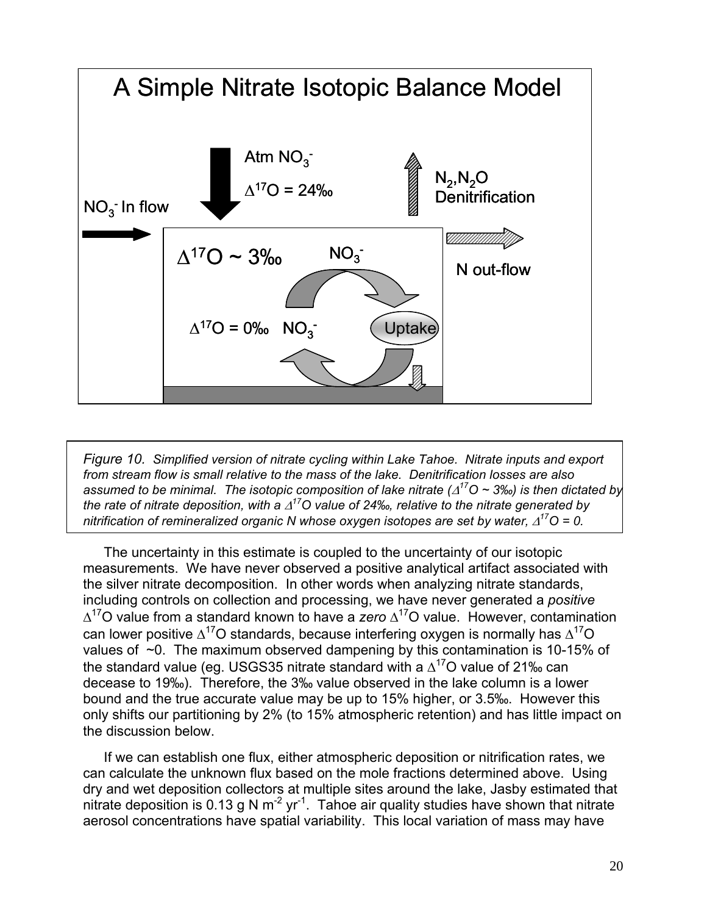# A Simple Nitrate Isotopic Balance Model

$NO_3^-$ In flow

Atm $NO_3^-$

$\Delta^{17}O$ = 24‰

$N_2$,$N_2O$ Denitrification

N out-flow

$\Delta^{17}O$ ~ 3‰ $NO_3^-$

$\Delta^{17}O$ = 0‰ $NO_3^-$

Uptake

*Figure 10. Simplified version of nitrate cycling within Lake Tahoe. Nitrate inputs and export from stream flow is small relative to the mass of the lake. Denitrification losses are also assumed to be minimal. The isotopic composition of lake nitrate ($\Delta^{17}O$ ~ 3‰) is then dictated by the rate of nitrate deposition, with a $\Delta^{17}O$ value of 24‰, relative to the nitrate generated by nitrification of remineralized organic N whose oxygen isotopes are set by water, $\Delta^{17}O$ = 0.*

The uncertainty in this estimate is coupled to the uncertainty of our isotopic measurements. We have never observed a positive analytical artifact associated with the silver nitrate decomposition. In other words when analyzing nitrate standards, including controls on collection and processing, we have never generated a *positive* $\Delta^{17}O$ value from a standard known to have a *zero* $\Delta^{17}O$ value. However, contamination can lower positive $\Delta^{17}O$ standards, because interfering oxygen is normally has $\Delta^{17}O$ values of ~0. The maximum observed dampening by this contamination is 10-15% of the standard value (eg. USGS35 nitrate standard with a $\Delta^{17}O$ value of 21‰ can decease to 19‰). Therefore, the 3‰ value observed in the lake column is a lower bound and the true accurate value may be up to 15% higher, or 3.5‰. However this only shifts our partitioning by 2% (to 15% atmospheric retention) and has little impact on the discussion below.

If we can establish one flux, either atmospheric deposition or nitrification rates, we can calculate the unknown flux based on the mole fractions determined above. Using dry and wet deposition collectors at multiple sites around the lake, Jasby estimated that nitrate deposition is 0.13 g N $m^{-2}$ $yr^{-1}$. Tahoe air quality studies have shown that nitrate aerosol concentrations have spatial variability. This local variation of mass may have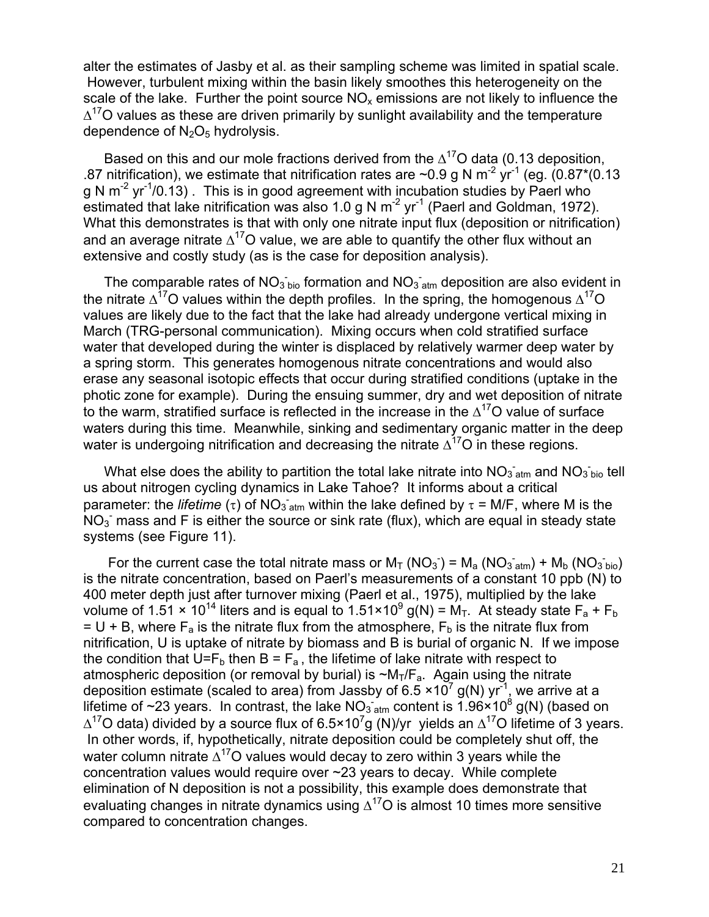alter the estimates of Jasby et al. as their sampling scheme was limited in spatial scale. However, turbulent mixing within the basin likely smoothes this heterogeneity on the scale of the lake. Further the point source $NO_x$ emissions are not likely to influence the $\Delta^{17}O$ values as these are driven primarily by sunlight availability and the temperature dependence of $N_2O_5$ hydrolysis.

Based on this and our mole fractions derived from the $\Delta^{17}O$ data (0.13 deposition, .87 nitrification), we estimate that nitrification rates are ~0.9 g N $m^{-2}$ $yr^{-1}$ (eg. (0.87*(0.13 g N $m^{-2}$ $yr^{-1}$/0.13) . This is in good agreement with incubation studies by Paerl who estimated that lake nitrification was also 1.0 g N $m^{-2}$ $yr^{-1}$ (Paerl and Goldman, 1972). What this demonstrates is that with only one nitrate input flux (deposition or nitrification) and an average nitrate $\Delta^{17}O$ value, we are able to quantify the other flux without an extensive and costly study (as is the case for deposition analysis).

The comparable rates of $NO_3^-{}_{bio}$ formation and $NO_3^-{}_{atm}$ deposition are also evident in the nitrate $\Delta^{17}O$ values within the depth profiles. In the spring, the homogenous $\Delta^{17}O$ values are likely due to the fact that the lake had already undergone vertical mixing in March (TRG-personal communication). Mixing occurs when cold stratified surface water that developed during the winter is displaced by relatively warmer deep water by a spring storm. This generates homogenous nitrate concentrations and would also erase any seasonal isotopic effects that occur during stratified conditions (uptake in the photic zone for example). During the ensuing summer, dry and wet deposition of nitrate to the warm, stratified surface is reflected in the increase in the $\Delta^{17}O$ value of surface waters during this time. Meanwhile, sinking and sedimentary organic matter in the deep water is undergoing nitrification and decreasing the nitrate $\Delta^{17}O$ in these regions.

What else does the ability to partition the total lake nitrate into $NO_3^-{}_{atm}$ and $NO_3^-{}_{bio}$ tell us about nitrogen cycling dynamics in Lake Tahoe? It informs about a critical parameter: the *lifetime* ($\tau$) of $NO_3^-{}_{atm}$ within the lake defined by $\tau$ = M/F, where M is the $NO_3^-$ mass and F is either the source or sink rate (flux), which are equal in steady state systems (see Figure 11).

For the current case the total nitrate mass or $M_T$ ($NO_3^-$) = $M_a$ ($NO_3^-{}_{atm}$) + $M_b$ ($NO_3^-{}_{bio}$) is the nitrate concentration, based on Paerl's measurements of a constant 10 ppb (N) to 400 meter depth just after turnover mixing (Paerl et al., 1975), multiplied by the lake volume of 1.51 × $10^{14}$ liters and is equal to 1.51×$10^9$ g(N) = $M_T$. At steady state $F_a$ + $F_b$ = U + B, where $F_a$ is the nitrate flux from the atmosphere, $F_b$ is the nitrate flux from nitrification, U is uptake of nitrate by biomass and B is burial of organic N. If we impose the condition that U=$F_b$ then B = $F_a$ , the lifetime of lake nitrate with respect to atmospheric deposition (or removal by burial) is ~$M_T/F_a$. Again using the nitrate deposition estimate (scaled to area) from Jassby of 6.5 ×$10^7$ g(N) $yr^{-1}$, we arrive at a lifetime of ~23 years. In contrast, the lake $NO_3^-{}_{atm}$ content is 1.96×$10^8$ g(N) (based on $\Delta^{17}O$ data) divided by a source flux of 6.5×$10^7$g (N)/yr yields an $\Delta^{17}O$ lifetime of 3 years. In other words, if, hypothetically, nitrate deposition could be completely shut off, the water column nitrate $\Delta^{17}O$ values would decay to zero within 3 years while the concentration values would require over ~23 years to decay. While complete elimination of N deposition is not a possibility, this example does demonstrate that evaluating changes in nitrate dynamics using $\Delta^{17}O$ is almost 10 times more sensitive compared to concentration changes.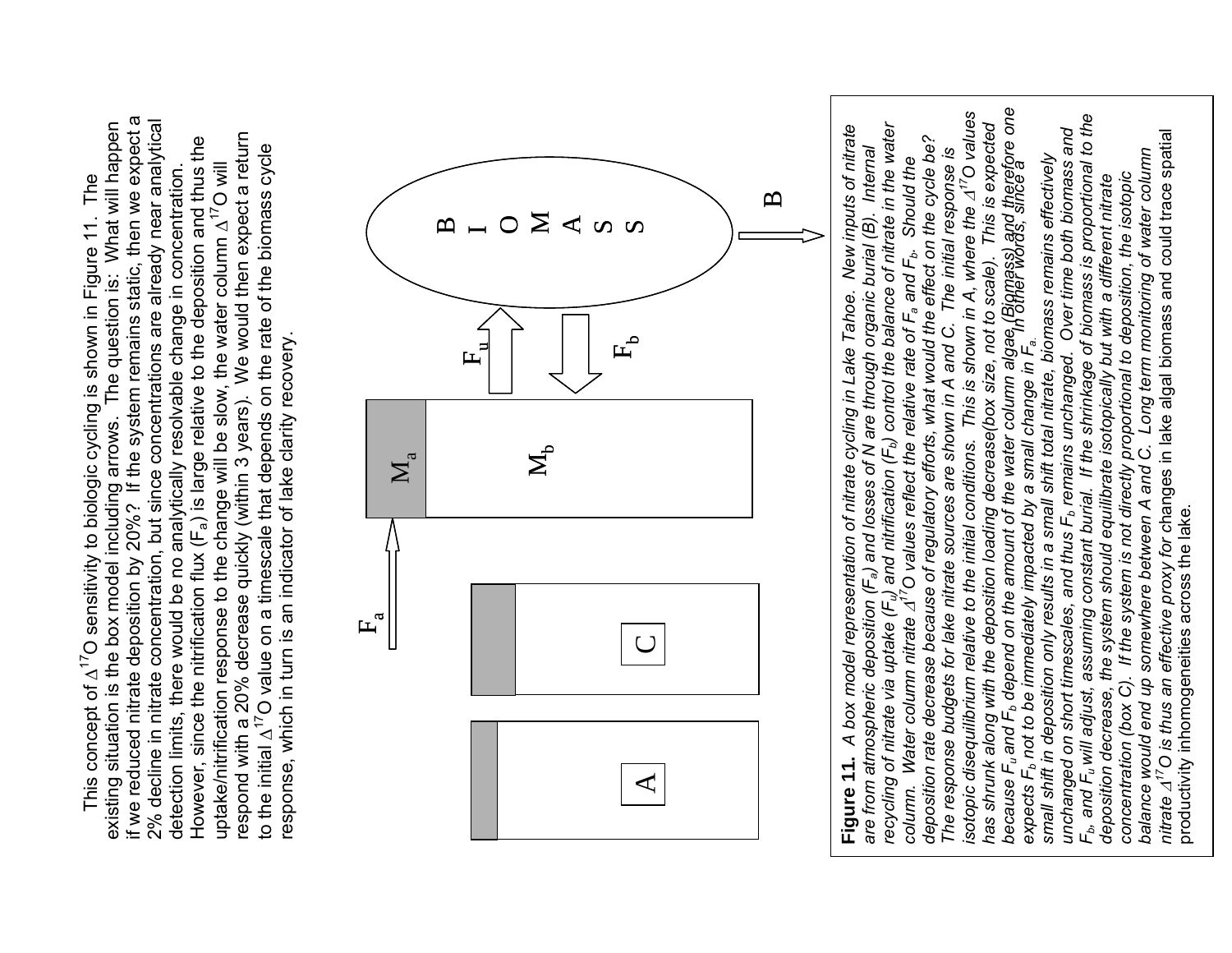This concept of $\Delta^{17}O$ sensitivity to biologic cycling is shown in Figure 11. The existing situation is the box model including arrows. The question is: What will happen if we reduced nitrate deposition by 20%? If the system remains static, then we expect a 2% decline in nitrate concentration, but since concentrations are already near analytical detection limits, there would be no analytically resolvable change in concentration. However, since the nitrification flux ($F_a$) is large relative to the deposition and thus the uptake/nitrification response to the change will be slow, the water column $\Delta^{17}O$ will respond with a 20% decrease quickly (within 3 years). We would then expect a return to the initial $\Delta^{17}O$ value on a timescale that depends on the rate of the biomass cycle response, which in turn is an indicator of lake clarity recovery.

**Figure 11.** *A box model representation of nitrate cycling in Lake Tahoe. New inputs of nitrate are from atmospheric deposition ($F_a$) and losses of N are through organic burial (B). Internal recycling of nitrate via uptake ($F_u$) and nitrification ($F_b$) control the balance of nitrate in the water column. Water column nitrate $\Delta^{17}O$ values reflect the relative rate of $F_a$ and $F_b$. Should the deposition rate decrease because of regulatory efforts, what would the effect on the cycle be? The response budgets for lake nitrate sources are shown in A and C. The initial response is isotopic disequilibrium relative to the initial conditions. This is shown in A, where the $\Delta^{17}O$ values has shrunk along with the deposition loading decrease(box size, not to scale). This is expected because $F_u$ and $F_b$ depend on the amount of the water column algae (Biomass) and therefore one expects $F_b$ not to be immediately impacted by a small change in $F_a$. In other words, since a small shift in deposition only results in a small shift total nitrate, biomass remains effectively unchanged on short timescales, and thus $F_b$ remains unchanged. Over time both biomass and $F_b$, and $F_u$ will adjust, assuming constant burial. If the shrinkage of biomass is proportional to the deposition decrease, the system should equilibrate isotopically but with a different nitrate concentration (box C). If the system is not directly proportional to deposition, the isotopic balance would end up somewhere between A and C. Long term monitoring of water column nitrate $\Delta^{17}O$ is thus an effective proxy for changes in lake algal biomass and could trace spatial productivity inhomogeneities across the lake.*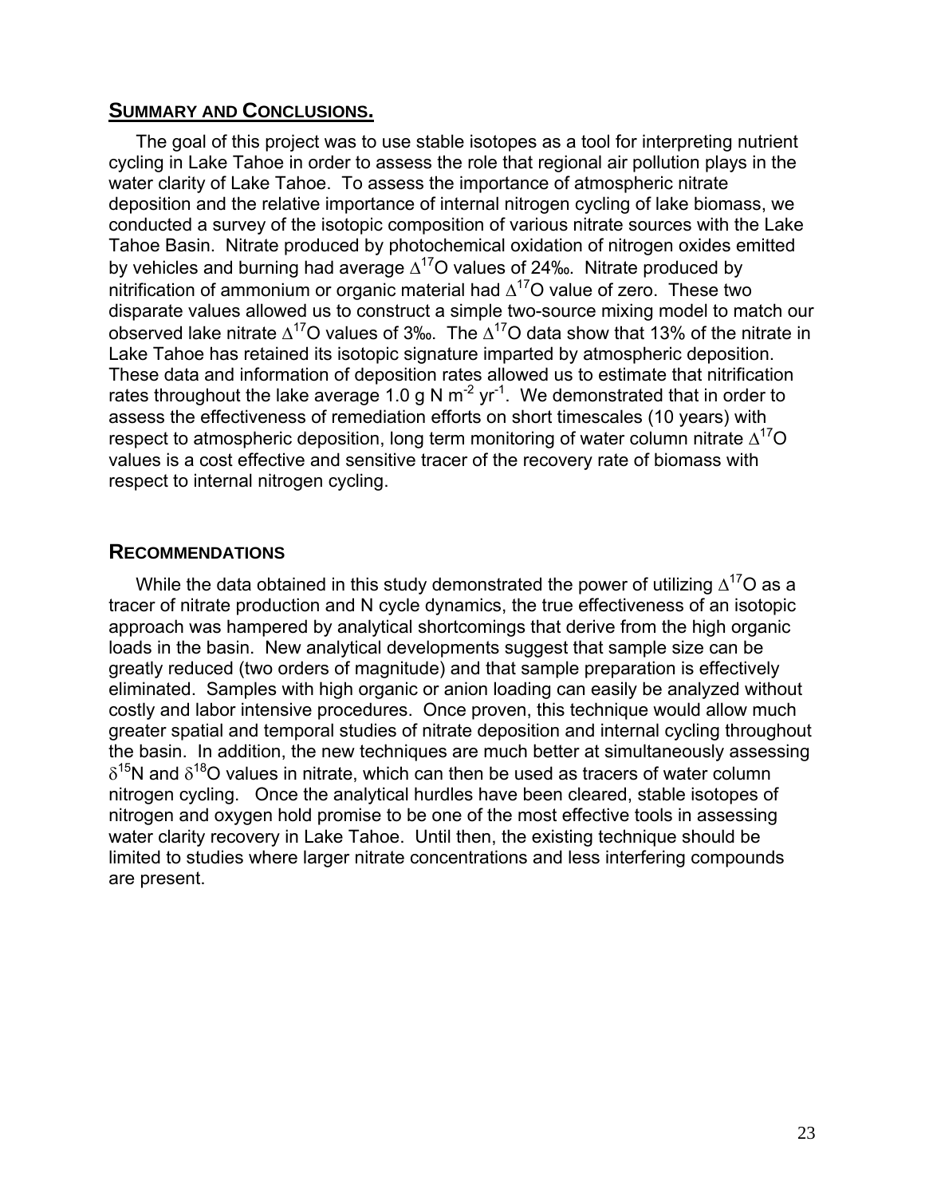## SUMMARY AND CONCLUSIONS.

The goal of this project was to use stable isotopes as a tool for interpreting nutrient cycling in Lake Tahoe in order to assess the role that regional air pollution plays in the water clarity of Lake Tahoe. To assess the importance of atmospheric nitrate deposition and the relative importance of internal nitrogen cycling of lake biomass, we conducted a survey of the isotopic composition of various nitrate sources with the Lake Tahoe Basin. Nitrate produced by photochemical oxidation of nitrogen oxides emitted by vehicles and burning had average $\Delta^{17}O$ values of 24‰. Nitrate produced by nitrification of ammonium or organic material had $\Delta^{17}O$ value of zero. These two disparate values allowed us to construct a simple two-source mixing model to match our observed lake nitrate $\Delta^{17}O$ values of 3‰. The $\Delta^{17}O$ data show that 13% of the nitrate in Lake Tahoe has retained its isotopic signature imparted by atmospheric deposition. These data and information of deposition rates allowed us to estimate that nitrification rates throughout the lake average 1.0 g N $m^{-2}$ $yr^{-1}$. We demonstrated that in order to assess the effectiveness of remediation efforts on short timescales (10 years) with respect to atmospheric deposition, long term monitoring of water column nitrate $\Delta^{17}O$ values is a cost effective and sensitive tracer of the recovery rate of biomass with respect to internal nitrogen cycling.

## RECOMMENDATIONS

While the data obtained in this study demonstrated the power of utilizing $\Delta^{17}O$ as a tracer of nitrate production and N cycle dynamics, the true effectiveness of an isotopic approach was hampered by analytical shortcomings that derive from the high organic loads in the basin. New analytical developments suggest that sample size can be greatly reduced (two orders of magnitude) and that sample preparation is effectively eliminated. Samples with high organic or anion loading can easily be analyzed without costly and labor intensive procedures. Once proven, this technique would allow much greater spatial and temporal studies of nitrate deposition and internal cycling throughout the basin. In addition, the new techniques are much better at simultaneously assessing $\delta^{15}N$ and $\delta^{18}O$ values in nitrate, which can then be used as tracers of water column nitrogen cycling. Once the analytical hurdles have been cleared, stable isotopes of nitrogen and oxygen hold promise to be one of the most effective tools in assessing water clarity recovery in Lake Tahoe. Until then, the existing technique should be limited to studies where larger nitrate concentrations and less interfering compounds are present.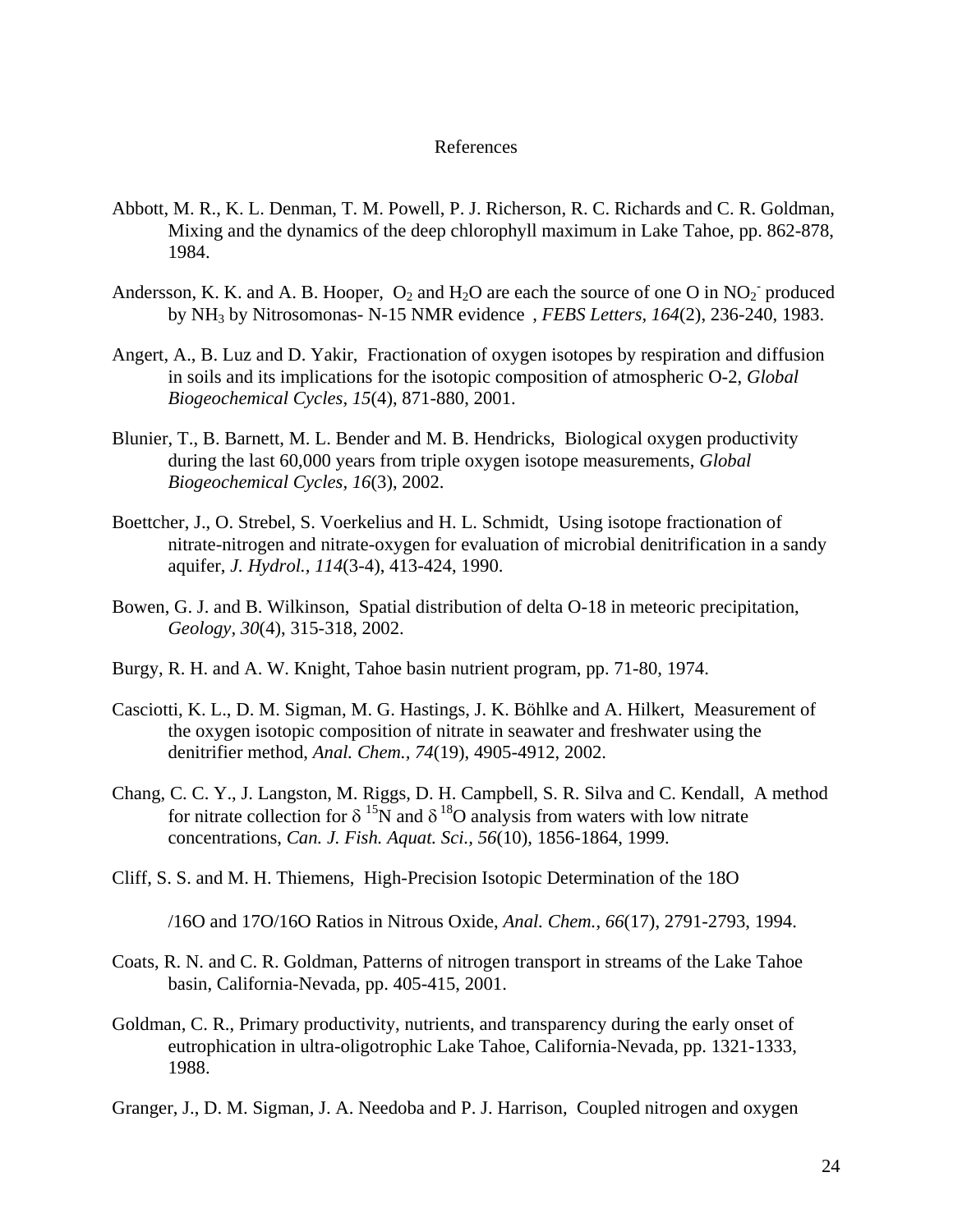# References

Abbott, M. R., K. L. Denman, T. M. Powell, P. J. Richerson, R. C. Richards and C. R. Goldman, Mixing and the dynamics of the deep chlorophyll maximum in Lake Tahoe, pp. 862-878, 1984.

Andersson, K. K. and A. B. Hooper, $O_2$ and $H_2O$ are each the source of one O in $NO_2^-$ produced by $NH_3$ by Nitrosomonas- N-15 NMR evidence , *FEBS Letters*, *164*(2), 236-240, 1983.

Angert, A., B. Luz and D. Yakir, Fractionation of oxygen isotopes by respiration and diffusion in soils and its implications for the isotopic composition of atmospheric O-2, *Global Biogeochemical Cycles*, *15*(4), 871-880, 2001.

Blunier, T., B. Barnett, M. L. Bender and M. B. Hendricks, Biological oxygen productivity during the last 60,000 years from triple oxygen isotope measurements, *Global Biogeochemical Cycles*, *16*(3), 2002.

Boettcher, J., O. Strebel, S. Voerkelius and H. L. Schmidt, Using isotope fractionation of nitrate-nitrogen and nitrate-oxygen for evaluation of microbial denitrification in a sandy aquifer, *J. Hydrol.*, *114*(3-4), 413-424, 1990.

Bowen, G. J. and B. Wilkinson, Spatial distribution of delta O-18 in meteoric precipitation, *Geology*, *30*(4), 315-318, 2002.

Burgy, R. H. and A. W. Knight, Tahoe basin nutrient program, pp. 71-80, 1974.

Casciotti, K. L., D. M. Sigman, M. G. Hastings, J. K. Böhlke and A. Hilkert, Measurement of the oxygen isotopic composition of nitrate in seawater and freshwater using the denitrifier method, *Anal. Chem.*, *74*(19), 4905-4912, 2002.

Chang, C. C. Y., J. Langston, M. Riggs, D. H. Campbell, S. R. Silva and C. Kendall, A method for nitrate collection for $\delta\,^{15}N$ and $\delta\,^{18}O$ analysis from waters with low nitrate concentrations, *Can. J. Fish. Aquat. Sci.*, *56*(10), 1856-1864, 1999.

Cliff, S. S. and M. H. Thiemens, High-Precision Isotopic Determination of the 18O

/16O and 17O/16O Ratios in Nitrous Oxide, *Anal. Chem.*, *66*(17), 2791-2793, 1994.

Coats, R. N. and C. R. Goldman, Patterns of nitrogen transport in streams of the Lake Tahoe basin, California-Nevada, pp. 405-415, 2001.

Goldman, C. R., Primary productivity, nutrients, and transparency during the early onset of eutrophication in ultra-oligotrophic Lake Tahoe, California-Nevada, pp. 1321-1333, 1988.

Granger, J., D. M. Sigman, J. A. Needoba and P. J. Harrison, Coupled nitrogen and oxygen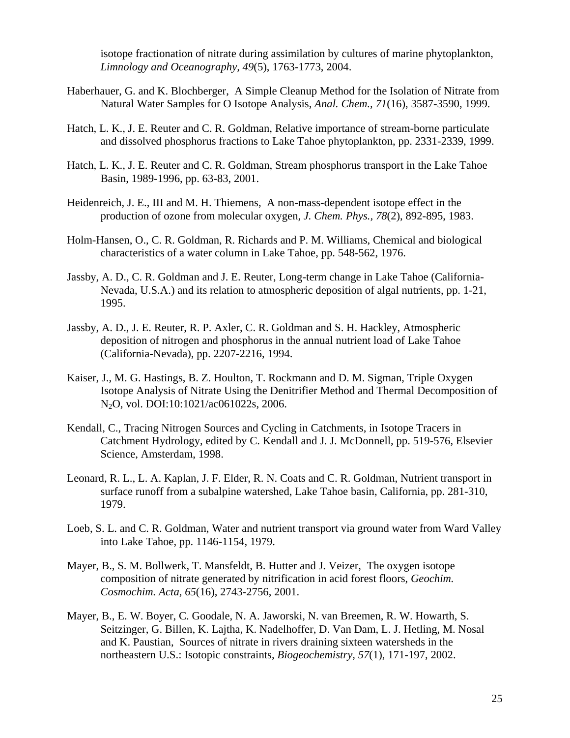isotope fractionation of nitrate during assimilation by cultures of marine phytoplankton, *Limnology and Oceanography, 49*(5), 1763-1773, 2004.

Haberhauer, G. and K. Blochberger, A Simple Cleanup Method for the Isolation of Nitrate from Natural Water Samples for O Isotope Analysis, *Anal. Chem., 71*(16), 3587-3590, 1999.

Hatch, L. K., J. E. Reuter and C. R. Goldman, Relative importance of stream-borne particulate and dissolved phosphorus fractions to Lake Tahoe phytoplankton, pp. 2331-2339, 1999.

Hatch, L. K., J. E. Reuter and C. R. Goldman, Stream phosphorus transport in the Lake Tahoe Basin, 1989-1996, pp. 63-83, 2001.

Heidenreich, J. E., III and M. H. Thiemens, A non-mass-dependent isotope effect in the production of ozone from molecular oxygen, *J. Chem. Phys., 78*(2), 892-895, 1983.

Holm-Hansen, O., C. R. Goldman, R. Richards and P. M. Williams, Chemical and biological characteristics of a water column in Lake Tahoe, pp. 548-562, 1976.

Jassby, A. D., C. R. Goldman and J. E. Reuter, Long-term change in Lake Tahoe (California-Nevada, U.S.A.) and its relation to atmospheric deposition of algal nutrients, pp. 1-21, 1995.

Jassby, A. D., J. E. Reuter, R. P. Axler, C. R. Goldman and S. H. Hackley, Atmospheric deposition of nitrogen and phosphorus in the annual nutrient load of Lake Tahoe (California-Nevada), pp. 2207-2216, 1994.

Kaiser, J., M. G. Hastings, B. Z. Houlton, T. Rockmann and D. M. Sigman, Triple Oxygen Isotope Analysis of Nitrate Using the Denitrifier Method and Thermal Decomposition of $N_2O$, vol. DOI:10:1021/ac061022s, 2006.

Kendall, C., Tracing Nitrogen Sources and Cycling in Catchments, in Isotope Tracers in Catchment Hydrology, edited by C. Kendall and J. J. McDonnell, pp. 519-576, Elsevier Science, Amsterdam, 1998.

Leonard, R. L., L. A. Kaplan, J. F. Elder, R. N. Coats and C. R. Goldman, Nutrient transport in surface runoff from a subalpine watershed, Lake Tahoe basin, California, pp. 281-310, 1979.

Loeb, S. L. and C. R. Goldman, Water and nutrient transport via ground water from Ward Valley into Lake Tahoe, pp. 1146-1154, 1979.

Mayer, B., S. M. Bollwerk, T. Mansfeldt, B. Hutter and J. Veizer, The oxygen isotope composition of nitrate generated by nitrification in acid forest floors, *Geochim. Cosmochim. Acta, 65*(16), 2743-2756, 2001.

Mayer, B., E. W. Boyer, C. Goodale, N. A. Jaworski, N. van Breemen, R. W. Howarth, S. Seitzinger, G. Billen, K. Lajtha, K. Nadelhoffer, D. Van Dam, L. J. Hetling, M. Nosal and K. Paustian, Sources of nitrate in rivers draining sixteen watersheds in the northeastern U.S.: Isotopic constraints, *Biogeochemistry, 57*(1), 171-197, 2002.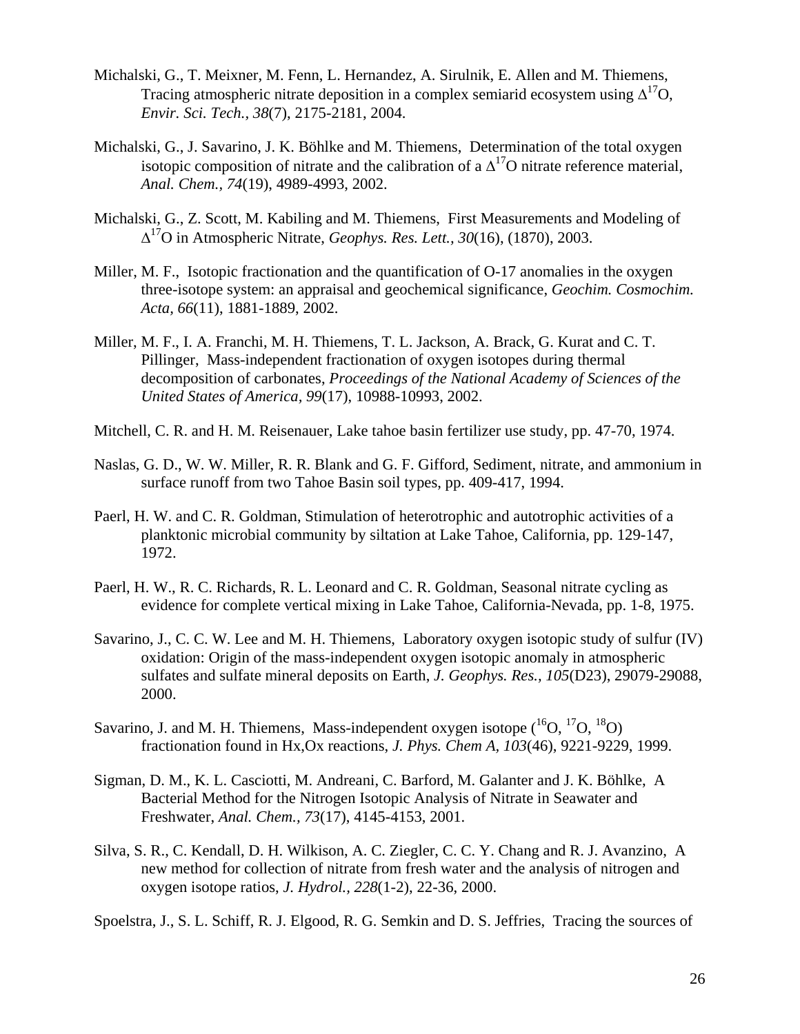Michalski, G., T. Meixner, M. Fenn, L. Hernandez, A. Sirulnik, E. Allen and M. Thiemens, Tracing atmospheric nitrate deposition in a complex semiarid ecosystem using $\Delta^{17}$O, *Envir. Sci. Tech., 38*(7), 2175-2181, 2004.

Michalski, G., J. Savarino, J. K. Böhlke and M. Thiemens, Determination of the total oxygen isotopic composition of nitrate and the calibration of a $\Delta^{17}$O nitrate reference material, *Anal. Chem., 74*(19), 4989-4993, 2002.

Michalski, G., Z. Scott, M. Kabiling and M. Thiemens, First Measurements and Modeling of $\Delta^{17}$O in Atmospheric Nitrate, *Geophys. Res. Lett., 30*(16), (1870), 2003.

Miller, M. F., Isotopic fractionation and the quantification of O-17 anomalies in the oxygen three-isotope system: an appraisal and geochemical significance, *Geochim. Cosmochim. Acta, 66*(11), 1881-1889, 2002.

Miller, M. F., I. A. Franchi, M. H. Thiemens, T. L. Jackson, A. Brack, G. Kurat and C. T. Pillinger, Mass-independent fractionation of oxygen isotopes during thermal decomposition of carbonates, *Proceedings of the National Academy of Sciences of the United States of America, 99*(17), 10988-10993, 2002.

Mitchell, C. R. and H. M. Reisenauer, Lake tahoe basin fertilizer use study, pp. 47-70, 1974.

Naslas, G. D., W. W. Miller, R. R. Blank and G. F. Gifford, Sediment, nitrate, and ammonium in surface runoff from two Tahoe Basin soil types, pp. 409-417, 1994.

Paerl, H. W. and C. R. Goldman, Stimulation of heterotrophic and autotrophic activities of a planktonic microbial community by siltation at Lake Tahoe, California, pp. 129-147, 1972.

Paerl, H. W., R. C. Richards, R. L. Leonard and C. R. Goldman, Seasonal nitrate cycling as evidence for complete vertical mixing in Lake Tahoe, California-Nevada, pp. 1-8, 1975.

Savarino, J., C. C. W. Lee and M. H. Thiemens, Laboratory oxygen isotopic study of sulfur (IV) oxidation: Origin of the mass-independent oxygen isotopic anomaly in atmospheric sulfates and sulfate mineral deposits on Earth, *J. Geophys. Res., 105*(D23), 29079-29088, 2000.

Savarino, J. and M. H. Thiemens, Mass-independent oxygen isotope ($^{16}$O, $^{17}$O, $^{18}$O) fractionation found in Hx,Ox reactions, *J. Phys. Chem A, 103*(46), 9221-9229, 1999.

Sigman, D. M., K. L. Casciotti, M. Andreani, C. Barford, M. Galanter and J. K. Böhlke, A Bacterial Method for the Nitrogen Isotopic Analysis of Nitrate in Seawater and Freshwater, *Anal. Chem., 73*(17), 4145-4153, 2001.

Silva, S. R., C. Kendall, D. H. Wilkison, A. C. Ziegler, C. C. Y. Chang and R. J. Avanzino, A new method for collection of nitrate from fresh water and the analysis of nitrogen and oxygen isotope ratios, *J. Hydrol., 228*(1-2), 22-36, 2000.

Spoelstra, J., S. L. Schiff, R. J. Elgood, R. G. Semkin and D. S. Jeffries, Tracing the sources of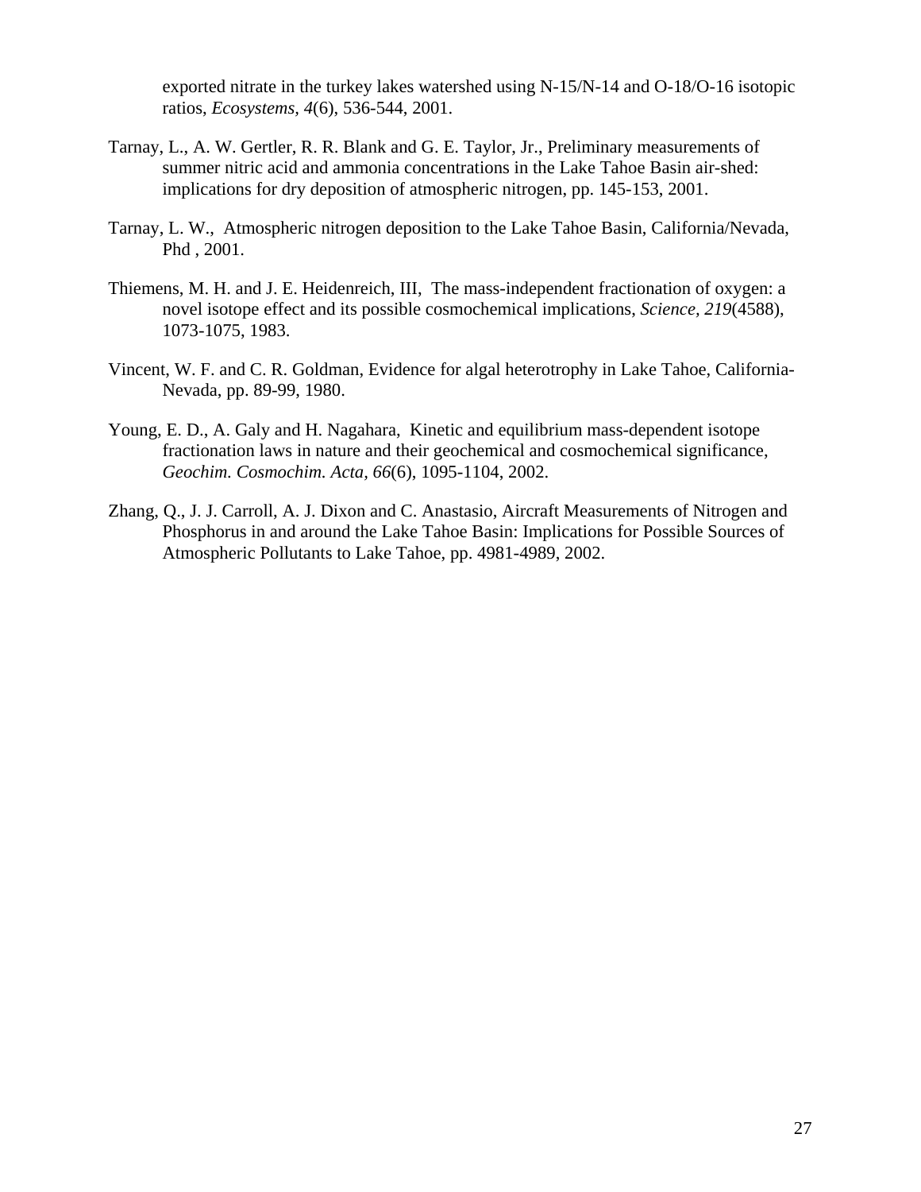exported nitrate in the turkey lakes watershed using N-15/N-14 and O-18/O-16 isotopic ratios, *Ecosystems, 4*(6), 536-544, 2001.

Tarnay, L., A. W. Gertler, R. R. Blank and G. E. Taylor, Jr., Preliminary measurements of summer nitric acid and ammonia concentrations in the Lake Tahoe Basin air-shed: implications for dry deposition of atmospheric nitrogen, pp. 145-153, 2001.

Tarnay, L. W., Atmospheric nitrogen deposition to the Lake Tahoe Basin, California/Nevada, Phd , 2001.

Thiemens, M. H. and J. E. Heidenreich, III, The mass-independent fractionation of oxygen: a novel isotope effect and its possible cosmochemical implications, *Science, 219*(4588), 1073-1075, 1983.

Vincent, W. F. and C. R. Goldman, Evidence for algal heterotrophy in Lake Tahoe, California-Nevada, pp. 89-99, 1980.

Young, E. D., A. Galy and H. Nagahara, Kinetic and equilibrium mass-dependent isotope fractionation laws in nature and their geochemical and cosmochemical significance, *Geochim. Cosmochim. Acta, 66*(6), 1095-1104, 2002.

Zhang, Q., J. J. Carroll, A. J. Dixon and C. Anastasio, Aircraft Measurements of Nitrogen and Phosphorus in and around the Lake Tahoe Basin: Implications for Possible Sources of Atmospheric Pollutants to Lake Tahoe, pp. 4981-4989, 2002.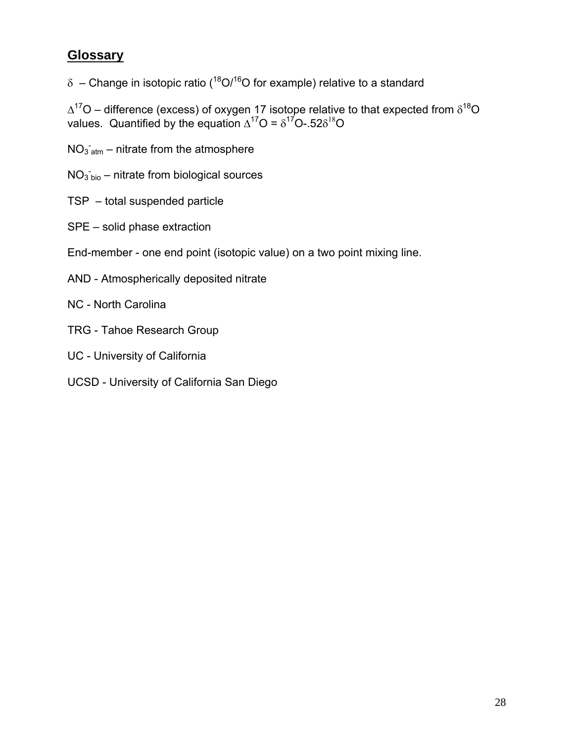## Glossary

$\delta$ – Change in isotopic ratio ($^{18}O/^{16}O$ for example) relative to a standard

$\Delta^{17}O$ – difference (excess) of oxygen 17 isotope relative to that expected from $\delta^{18}O$ values. Quantified by the equation $\Delta^{17}O = \delta^{17}O - .52\delta^{18}O$

$NO_3^-{}_{atm}$ – nitrate from the atmosphere

$NO_3^-{}_{bio}$ – nitrate from biological sources

TSP – total suspended particle

SPE – solid phase extraction

End-member - one end point (isotopic value) on a two point mixing line.

AND - Atmospherically deposited nitrate

NC - North Carolina

TRG - Tahoe Research Group

UC - University of California

UCSD - University of California San Diego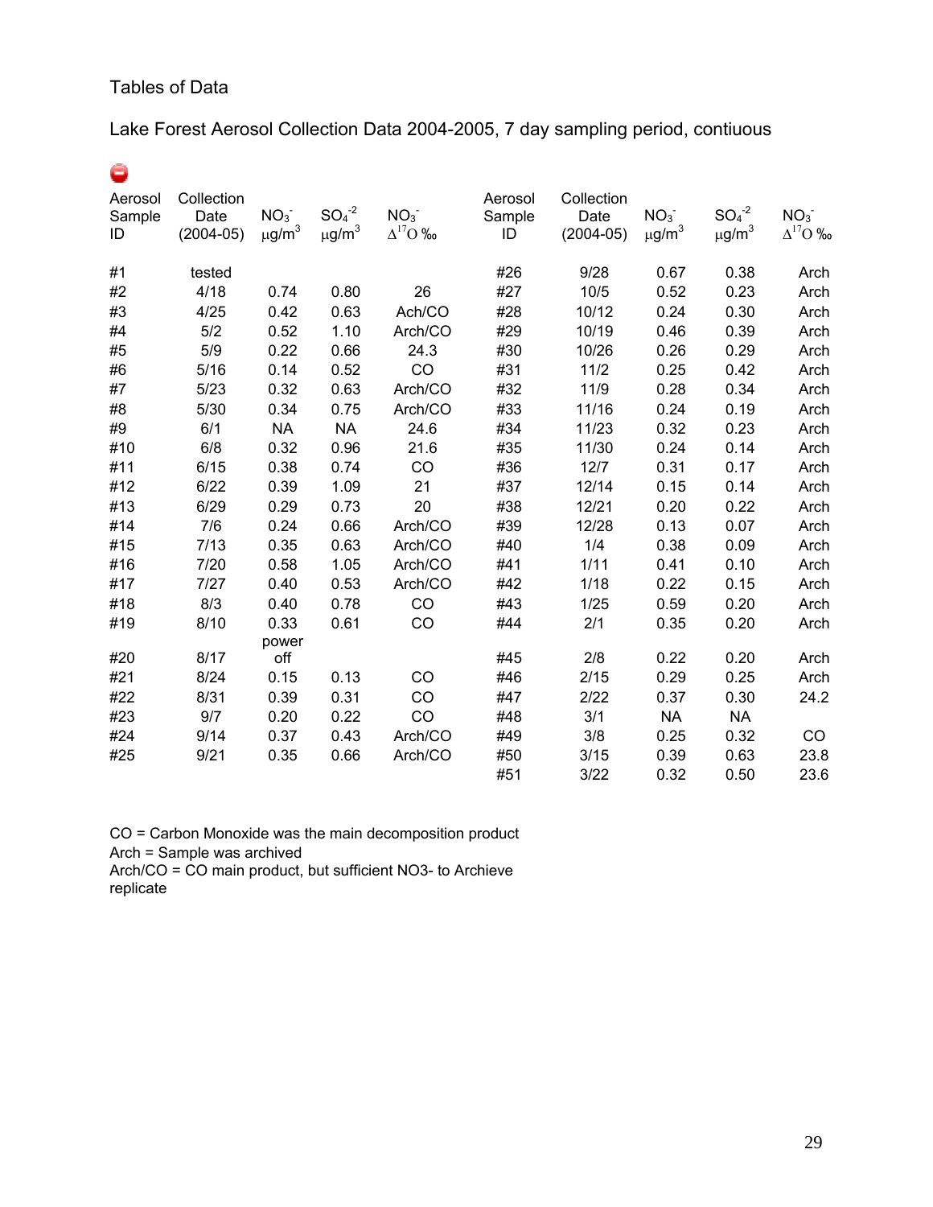Tables of Data

Lake Forest Aerosol Collection Data 2004-2005, 7 day sampling period, contiuous

| Aerosol Sample ID | Collection Date (2004-05) | $NO_3^-$ µg/m$^3$ | $SO_4^{-2}$ µg/m$^3$ | $NO_3^-$ $\Delta^{17}O$ ‰ | Aerosol Sample ID | Collection Date (2004-05) | $NO_3^-$ µg/m$^3$ | $SO_4^{-2}$ µg/m$^3$ | $NO_3^-$ $\Delta^{17}O$ ‰ |
|---|---|---|---|---|---|---|---|---|---|
| #1 | tested | | | | #26 | 9/28 | 0.67 | 0.38 | Arch |
| #2 | 4/18 | 0.74 | 0.80 | 26 | #27 | 10/5 | 0.52 | 0.23 | Arch |
| #3 | 4/25 | 0.42 | 0.63 | Ach/CO | #28 | 10/12 | 0.24 | 0.30 | Arch |
| #4 | 5/2 | 0.52 | 1.10 | Arch/CO | #29 | 10/19 | 0.46 | 0.39 | Arch |
| #5 | 5/9 | 0.22 | 0.66 | 24.3 | #30 | 10/26 | 0.26 | 0.29 | Arch |
| #6 | 5/16 | 0.14 | 0.52 | CO | #31 | 11/2 | 0.25 | 0.42 | Arch |
| #7 | 5/23 | 0.32 | 0.63 | Arch/CO | #32 | 11/9 | 0.28 | 0.34 | Arch |
| #8 | 5/30 | 0.34 | 0.75 | Arch/CO | #33 | 11/16 | 0.24 | 0.19 | Arch |
| #9 | 6/1 | NA | NA | 24.6 | #34 | 11/23 | 0.32 | 0.23 | Arch |
| #10 | 6/8 | 0.32 | 0.96 | 21.6 | #35 | 11/30 | 0.24 | 0.14 | Arch |
| #11 | 6/15 | 0.38 | 0.74 | CO | #36 | 12/7 | 0.31 | 0.17 | Arch |
| #12 | 6/22 | 0.39 | 1.09 | 21 | #37 | 12/14 | 0.15 | 0.14 | Arch |
| #13 | 6/29 | 0.29 | 0.73 | 20 | #38 | 12/21 | 0.20 | 0.22 | Arch |
| #14 | 7/6 | 0.24 | 0.66 | Arch/CO | #39 | 12/28 | 0.13 | 0.07 | Arch |
| #15 | 7/13 | 0.35 | 0.63 | Arch/CO | #40 | 1/4 | 0.38 | 0.09 | Arch |
| #16 | 7/20 | 0.58 | 1.05 | Arch/CO | #41 | 1/11 | 0.41 | 0.10 | Arch |
| #17 | 7/27 | 0.40 | 0.53 | Arch/CO | #42 | 1/18 | 0.22 | 0.15 | Arch |
| #18 | 8/3 | 0.40 | 0.78 | CO | #43 | 1/25 | 0.59 | 0.20 | Arch |
| #19 | 8/10 | 0.33 | 0.61 | CO | #44 | 2/1 | 0.35 | 0.20 | Arch |
| #20 | 8/17 | power off | | | #45 | 2/8 | 0.22 | 0.20 | Arch |
| #21 | 8/24 | 0.15 | 0.13 | CO | #46 | 2/15 | 0.29 | 0.25 | Arch |
| #22 | 8/31 | 0.39 | 0.31 | CO | #47 | 2/22 | 0.37 | 0.30 | 24.2 |
| #23 | 9/7 | 0.20 | 0.22 | CO | #48 | 3/1 | NA | NA | |
| #24 | 9/14 | 0.37 | 0.43 | Arch/CO | #49 | 3/8 | 0.25 | 0.32 | CO |
| #25 | 9/21 | 0.35 | 0.66 | Arch/CO | #50 | 3/15 | 0.39 | 0.63 | 23.8 |
| | | | | | #51 | 3/22 | 0.32 | 0.50 | 23.6 |

CO = Carbon Monoxide was the main decomposition product
Arch = Sample was archived
Arch/CO = CO main product, but sufficient NO3- to Archieve replicate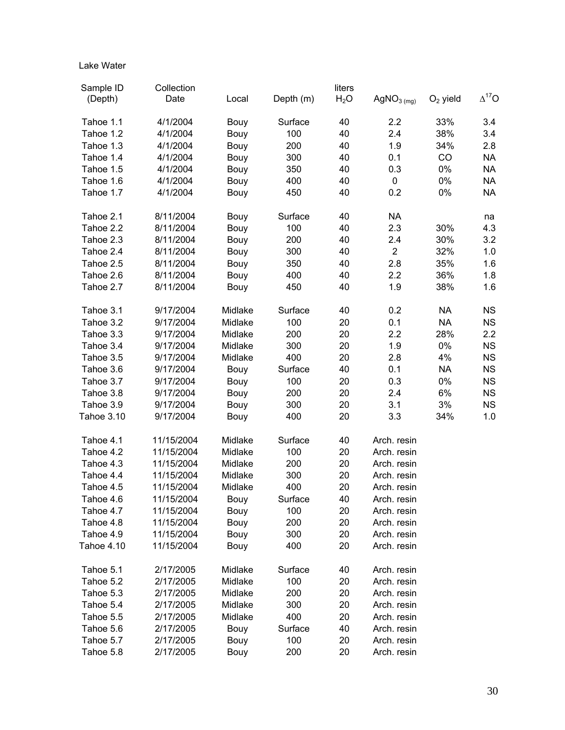Lake Water

| Sample ID (Depth) | Collection Date | Local | Depth (m) | liters $H_2O$ | $AgNO_{3\,(mg)}$ | $O_2$ yield | $\Delta^{17}O$ |
|---|---|---|---|---|---|---|---|
| Tahoe 1.1 | 4/1/2004 | Bouy | Surface | 40 | 2.2 | 33% | 3.4 |
| Tahoe 1.2 | 4/1/2004 | Bouy | 100 | 40 | 2.4 | 38% | 3.4 |
| Tahoe 1.3 | 4/1/2004 | Bouy | 200 | 40 | 1.9 | 34% | 2.8 |
| Tahoe 1.4 | 4/1/2004 | Bouy | 300 | 40 | 0.1 | CO | NA |
| Tahoe 1.5 | 4/1/2004 | Bouy | 350 | 40 | 0.3 | 0% | NA |
| Tahoe 1.6 | 4/1/2004 | Bouy | 400 | 40 | 0 | 0% | NA |
| Tahoe 1.7 | 4/1/2004 | Bouy | 450 | 40 | 0.2 | 0% | NA |
| | | | | | | | |
| Tahoe 2.1 | 8/11/2004 | Bouy | Surface | 40 | NA | | na |
| Tahoe 2.2 | 8/11/2004 | Bouy | 100 | 40 | 2.3 | 30% | 4.3 |
| Tahoe 2.3 | 8/11/2004 | Bouy | 200 | 40 | 2.4 | 30% | 3.2 |
| Tahoe 2.4 | 8/11/2004 | Bouy | 300 | 40 | 2 | 32% | 1.0 |
| Tahoe 2.5 | 8/11/2004 | Bouy | 350 | 40 | 2.8 | 35% | 1.6 |
| Tahoe 2.6 | 8/11/2004 | Bouy | 400 | 40 | 2.2 | 36% | 1.8 |
| Tahoe 2.7 | 8/11/2004 | Bouy | 450 | 40 | 1.9 | 38% | 1.6 |
| | | | | | | | |
| Tahoe 3.1 | 9/17/2004 | Midlake | Surface | 40 | 0.2 | NA | NS |
| Tahoe 3.2 | 9/17/2004 | Midlake | 100 | 20 | 0.1 | NA | NS |
| Tahoe 3.3 | 9/17/2004 | Midlake | 200 | 20 | 2.2 | 28% | 2.2 |
| Tahoe 3.4 | 9/17/2004 | Midlake | 300 | 20 | 1.9 | 0% | NS |
| Tahoe 3.5 | 9/17/2004 | Midlake | 400 | 20 | 2.8 | 4% | NS |
| Tahoe 3.6 | 9/17/2004 | Bouy | Surface | 40 | 0.1 | NA | NS |
| Tahoe 3.7 | 9/17/2004 | Bouy | 100 | 20 | 0.3 | 0% | NS |
| Tahoe 3.8 | 9/17/2004 | Bouy | 200 | 20 | 2.4 | 6% | NS |
| Tahoe 3.9 | 9/17/2004 | Bouy | 300 | 20 | 3.1 | 3% | NS |
| Tahoe 3.10 | 9/17/2004 | Bouy | 400 | 20 | 3.3 | 34% | 1.0 |
| | | | | | | | |
| Tahoe 4.1 | 11/15/2004 | Midlake | Surface | 40 | Arch. resin | | |
| Tahoe 4.2 | 11/15/2004 | Midlake | 100 | 20 | Arch. resin | | |
| Tahoe 4.3 | 11/15/2004 | Midlake | 200 | 20 | Arch. resin | | |
| Tahoe 4.4 | 11/15/2004 | Midlake | 300 | 20 | Arch. resin | | |
| Tahoe 4.5 | 11/15/2004 | Midlake | 400 | 20 | Arch. resin | | |
| Tahoe 4.6 | 11/15/2004 | Bouy | Surface | 40 | Arch. resin | | |
| Tahoe 4.7 | 11/15/2004 | Bouy | 100 | 20 | Arch. resin | | |
| Tahoe 4.8 | 11/15/2004 | Bouy | 200 | 20 | Arch. resin | | |
| Tahoe 4.9 | 11/15/2004 | Bouy | 300 | 20 | Arch. resin | | |
| Tahoe 4.10 | 11/15/2004 | Bouy | 400 | 20 | Arch. resin | | |
| | | | | | | | |
| Tahoe 5.1 | 2/17/2005 | Midlake | Surface | 40 | Arch. resin | | |
| Tahoe 5.2 | 2/17/2005 | Midlake | 100 | 20 | Arch. resin | | |
| Tahoe 5.3 | 2/17/2005 | Midlake | 200 | 20 | Arch. resin | | |
| Tahoe 5.4 | 2/17/2005 | Midlake | 300 | 20 | Arch. resin | | |
| Tahoe 5.5 | 2/17/2005 | Midlake | 400 | 20 | Arch. resin | | |
| Tahoe 5.6 | 2/17/2005 | Bouy | Surface | 40 | Arch. resin | | |
| Tahoe 5.7 | 2/17/2005 | Bouy | 100 | 20 | Arch. resin | | |
| Tahoe 5.8 | 2/17/2005 | Bouy | 200 | 20 | Arch. resin | | |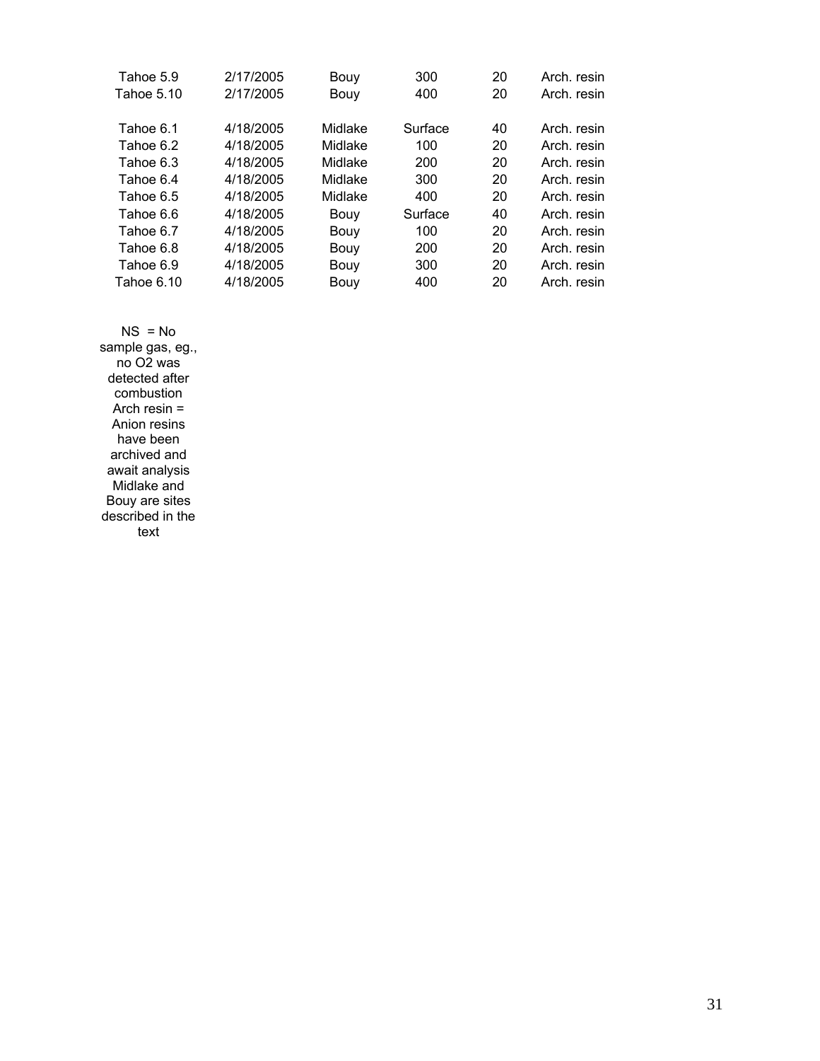| | | | | | |
|---|---|---|---|---|---|
| Tahoe 5.9 | 2/17/2005 | Bouy | 300 | 20 | Arch. resin |
| Tahoe 5.10 | 2/17/2005 | Bouy | 400 | 20 | Arch. resin |
| | | | | | |
| Tahoe 6.1 | 4/18/2005 | Midlake | Surface | 40 | Arch. resin |
| Tahoe 6.2 | 4/18/2005 | Midlake | 100 | 20 | Arch. resin |
| Tahoe 6.3 | 4/18/2005 | Midlake | 200 | 20 | Arch. resin |
| Tahoe 6.4 | 4/18/2005 | Midlake | 300 | 20 | Arch. resin |
| Tahoe 6.5 | 4/18/2005 | Midlake | 400 | 20 | Arch. resin |
| Tahoe 6.6 | 4/18/2005 | Bouy | Surface | 40 | Arch. resin |
| Tahoe 6.7 | 4/18/2005 | Bouy | 100 | 20 | Arch. resin |
| Tahoe 6.8 | 4/18/2005 | Bouy | 200 | 20 | Arch. resin |
| Tahoe 6.9 | 4/18/2005 | Bouy | 300 | 20 | Arch. resin |
| Tahoe 6.10 | 4/18/2005 | Bouy | 400 | 20 | Arch. resin |

NS = No sample gas, eg., no $O_2$ was detected after combustion

Arch resin = Anion resins have been archived and await analysis

Midlake and Bouy are sites described in the text